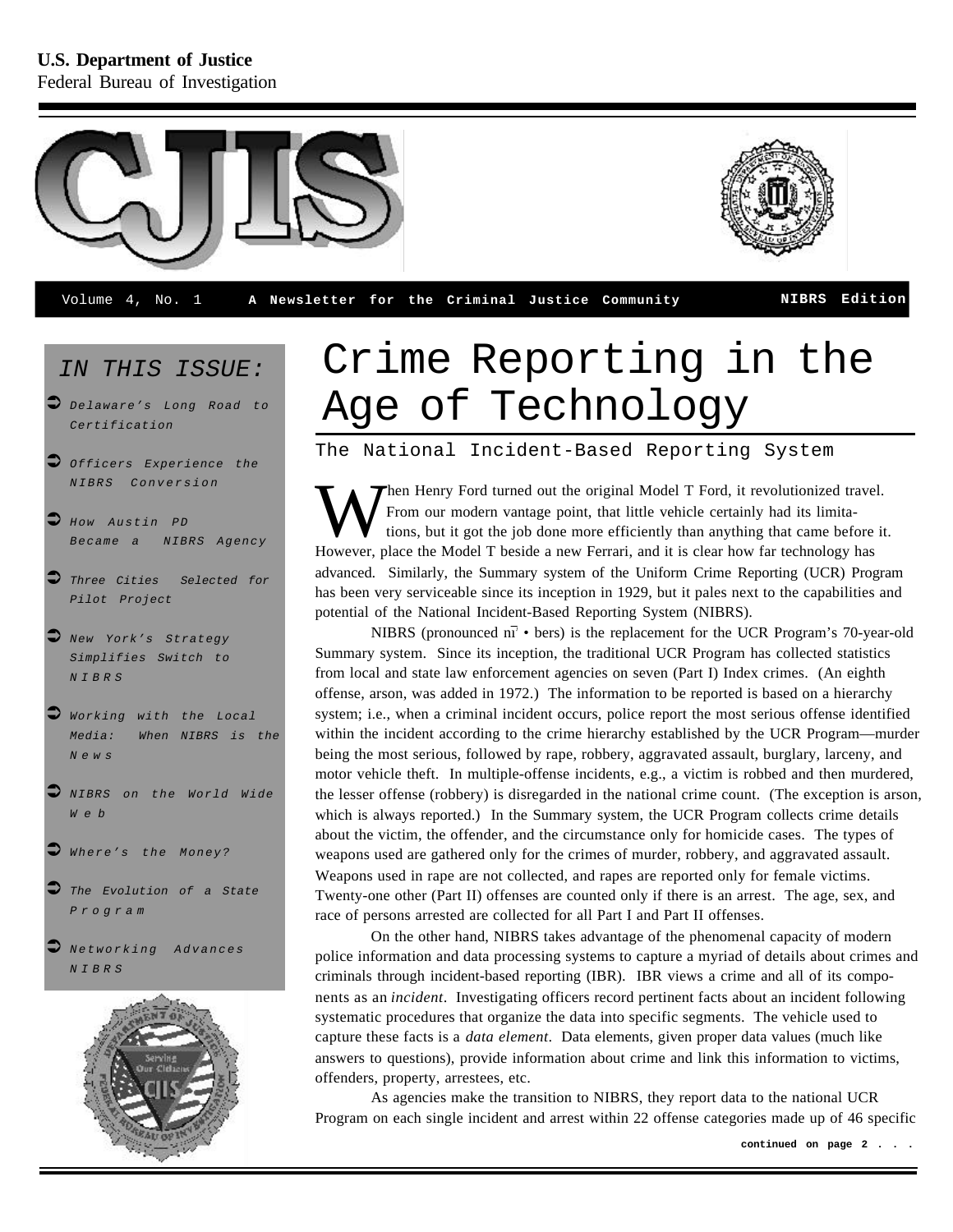U.S. Department of Justice
Federal Bureau of Investigation

# CJIS

Volume 4, No. 1 **A Newsletter for the Criminal Justice Community** **NIBRS Edition**

*IN THIS ISSUE:*

- *Delaware's Long Road to Certification*
- *Officers Experience the NIBRS Conversion*
- *How Austin PD Became a NIBRS Agency*
- *Three Cities Selected for Pilot Project*
- *New York's Strategy Simplifies Switch to NIBRS*
- *Working with the Local Media: When NIBRS is the News*
- *NIBRS on the World Wide Web*
- *Where's the Money?*
- *The Evolution of a State Program*
- *Networking Advances NIBRS*

# Crime Reporting in the Age of Technology

## The National Incident-Based Reporting System

When Henry Ford turned out the original Model T Ford, it revolutionized travel. From our modern vantage point, that little vehicle certainly had its limitations, but it got the job done more efficiently than anything that came before it. However, place the Model T beside a new Ferrari, and it is clear how far technology has advanced. Similarly, the Summary system of the Uniform Crime Reporting (UCR) Program has been very serviceable since its inception in 1929, but it pales next to the capabilities and potential of the National Incident-Based Reporting System (NIBRS).

NIBRS (pronounced nī̄ • bers) is the replacement for the UCR Program's 70-year-old Summary system. Since its inception, the traditional UCR Program has collected statistics from local and state law enforcement agencies on seven (Part I) Index crimes. (An eighth offense, arson, was added in 1972.) The information to be reported is based on a hierarchy system; i.e., when a criminal incident occurs, police report the most serious offense identified within the incident according to the crime hierarchy established by the UCR Program—murder being the most serious, followed by rape, robbery, aggravated assault, burglary, larceny, and motor vehicle theft. In multiple-offense incidents, e.g., a victim is robbed and then murdered, the lesser offense (robbery) is disregarded in the national crime count. (The exception is arson, which is always reported.) In the Summary system, the UCR Program collects crime details about the victim, the offender, and the circumstance only for homicide cases. The types of weapons used are gathered only for the crimes of murder, robbery, and aggravated assault. Weapons used in rape are not collected, and rapes are reported only for female victims. Twenty-one other (Part II) offenses are counted only if there is an arrest. The age, sex, and race of persons arrested are collected for all Part I and Part II offenses.

On the other hand, NIBRS takes advantage of the phenomenal capacity of modern police information and data processing systems to capture a myriad of details about crimes and criminals through incident-based reporting (IBR). IBR views a crime and all of its components as an *incident*. Investigating officers record pertinent facts about an incident following systematic procedures that organize the data into specific segments. The vehicle used to capture these facts is a *data element*. Data elements, given proper data values (much like answers to questions), provide information about crime and link this information to victims, offenders, property, arrestees, etc.

As agencies make the transition to NIBRS, they report data to the national UCR Program on each single incident and arrest within 22 offense categories made up of 46 specific

**continued on page 2 . . .**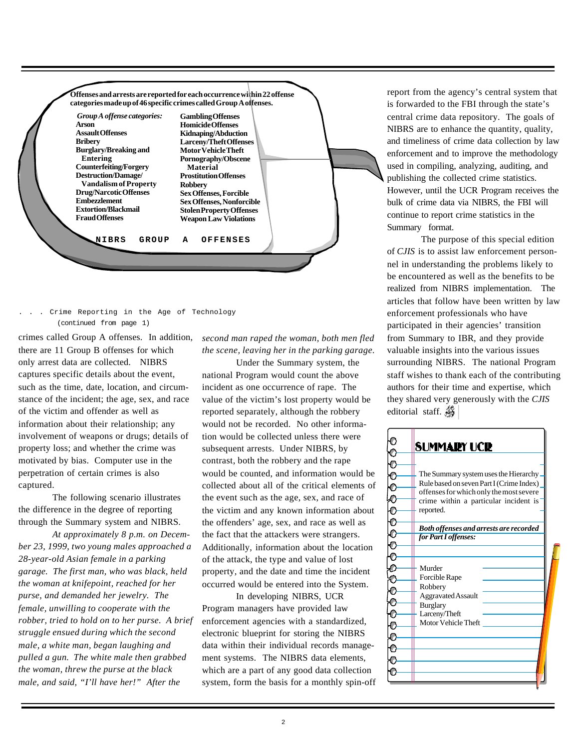Offenses and arrests are reported for each occurrence within 22 offense categories made up of 46 specific crimes called Group A offenses.

*Group A offense categories:*

| | |
|---|---|
| Arson | Gambling Offenses |
| Assault Offenses | Homicide Offenses |
| Bribery | Kidnaping/Abduction |
| Burglary/Breaking and Entering | Larceny/Theft Offenses |
| Counterfeiting/Forgery | Motor Vehicle Theft |
| Destruction/Damage/Vandalism of Property | Pornography/Obscene Material |
| Drug/Narcotic Offenses | Prostitution Offenses |
| Embezzlement | Robbery |
| Extortion/Blackmail | Sex Offenses, Forcible |
| Fraud Offenses | Sex Offenses, Nonforcible |
| | Stolen Property Offenses |
| | Weapon Law Violations |

**NIBRS GROUP A OFFENSES**

. . . Crime Reporting in the Age of Technology
(continued from page 1)

crimes called Group A offenses. In addition, there are 11 Group B offenses for which only arrest data are collected. NIBRS captures specific details about the event, such as the time, date, location, and circumstance of the incident; the age, sex, and race of the victim and offender as well as information about their relationship; any involvement of weapons or drugs; details of property loss; and whether the crime was motivated by bias. Computer use in the perpetration of certain crimes is also captured.

The following scenario illustrates the difference in the degree of reporting through the Summary system and NIBRS.

*At approximately 8 p.m. on December 23, 1999, two young males approached a 28-year-old Asian female in a parking garage. The first man, who was black, held the woman at knifepoint, reached for her purse, and demanded her jewelry. The female, unwilling to cooperate with the robber, tried to hold on to her purse. A brief struggle ensued during which the second male, a white man, began laughing and pulled a gun. The white male then grabbed the woman, threw the purse at the black male, and said, "I'll have her!" After the second man raped the woman, both men fled the scene, leaving her in the parking garage.*

Under the Summary system, the national Program would count the above incident as one occurrence of rape. The value of the victim's lost property would be reported separately, although the robbery would not be recorded. No other information would be collected unless there were subsequent arrests. Under NIBRS, by contrast, both the robbery and the rape would be counted, and information would be collected about all of the critical elements of the event such as the age, sex, and race of the victim and any known information about the offenders' age, sex, and race as well as the fact that the attackers were strangers. Additionally, information about the location of the attack, the type and value of lost property, and the date and time the incident occurred would be entered into the System.

In developing NIBRS, UCR Program managers have provided law enforcement agencies with a standardized, electronic blueprint for storing the NIBRS data within their individual records management systems. The NIBRS data elements, which are a part of any good data collection system, form the basis for a monthly spin-off report from the agency's central system that is forwarded to the FBI through the state's central crime data repository. The goals of NIBRS are to enhance the quantity, quality, and timeliness of crime data collection by law enforcement and to improve the methodology used in compiling, analyzing, auditing, and publishing the collected crime statistics. However, until the UCR Program receives the bulk of crime data via NIBRS, the FBI will continue to report crime statistics in the Summary format.

The purpose of this special edition of *CJIS* is to assist law enforcement personnel in understanding the problems likely to be encountered as well as the benefits to be realized from NIBRS implementation. The articles that follow have been written by law enforcement professionals who have participated in their agencies' transition from Summary to IBR, and they provide valuable insights into the various issues surrounding NIBRS. The national Program staff wishes to thank each of the contributing authors for their time and expertise, which they shared very generously with the *CJIS* editorial staff.

## SUMMARY UCR

The Summary system uses the Hierarchy Rule based on seven Part I (Crime Index) offenses for which only the most severe crime within a particular incident is reported.

***Both offenses and arrests are recorded for Part I offenses:***

- Murder
- Forcible Rape
- Robbery
- Aggravated Assault
- Burglary
- Larceny/Theft
- Motor Vehicle Theft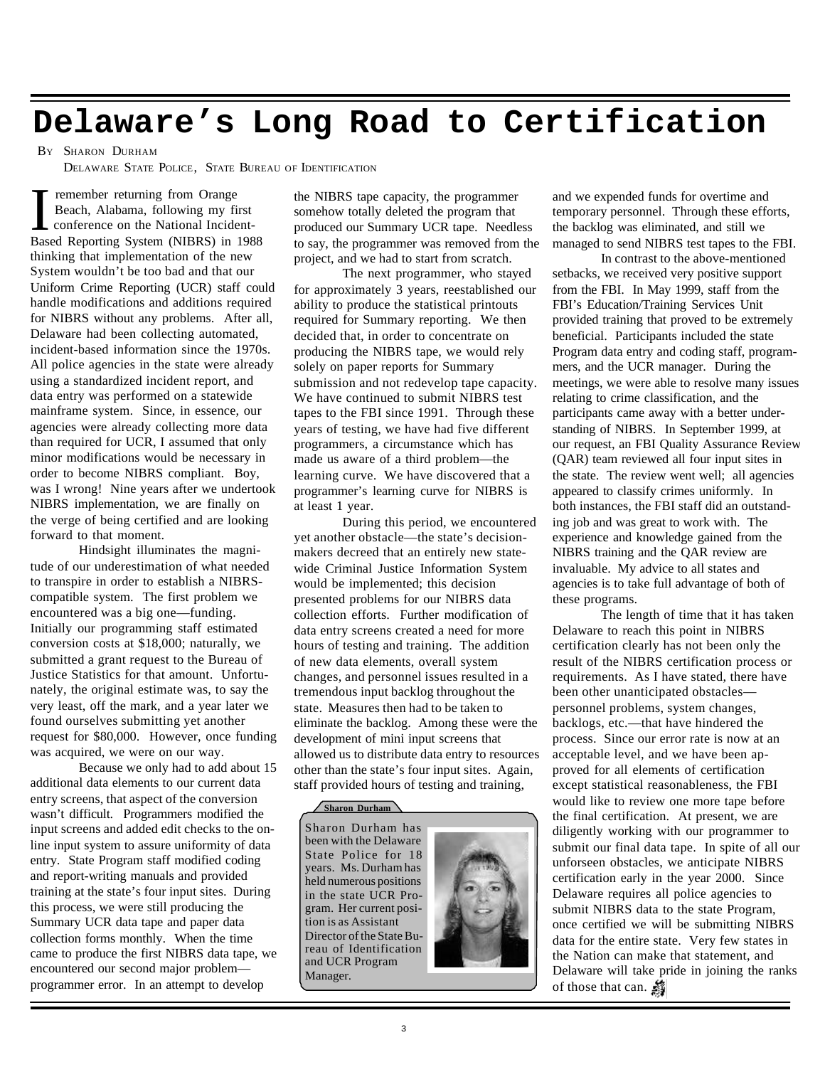# Delaware's Long Road to Certification

By Sharon Durham
Delaware State Police, State Bureau of Identification

I remember returning from Orange Beach, Alabama, following my first conference on the National Incident-Based Reporting System (NIBRS) in 1988 thinking that implementation of the new System wouldn't be too bad and that our Uniform Crime Reporting (UCR) staff could handle modifications and additions required for NIBRS without any problems. After all, Delaware had been collecting automated, incident-based information since the 1970s. All police agencies in the state were already using a standardized incident report, and data entry was performed on a statewide mainframe system. Since, in essence, our agencies were already collecting more data than required for UCR, I assumed that only minor modifications would be necessary in order to become NIBRS compliant. Boy, was I wrong! Nine years after we undertook NIBRS implementation, we are finally on the verge of being certified and are looking forward to that moment.

Hindsight illuminates the magnitude of our underestimation of what needed to transpire in order to establish a NIBRS-compatible system. The first problem we encountered was a big one—funding. Initially our programming staff estimated conversion costs at $18,000; naturally, we submitted a grant request to the Bureau of Justice Statistics for that amount. Unfortunately, the original estimate was, to say the very least, off the mark, and a year later we found ourselves submitting yet another request for $80,000. However, once funding was acquired, we were on our way.

Because we only had to add about 15 additional data elements to our current data entry screens, that aspect of the conversion wasn't difficult. Programmers modified the input screens and added edit checks to the on-line input system to assure uniformity of data entry. State Program staff modified coding and report-writing manuals and provided training at the state's four input sites. During this process, we were still producing the Summary UCR data tape and paper data collection forms monthly. When the time came to produce the first NIBRS data tape, we encountered our second major problem—programmer error. In an attempt to develop the NIBRS tape capacity, the programmer somehow totally deleted the program that produced our Summary UCR tape. Needless to say, the programmer was removed from the project, and we had to start from scratch.

The next programmer, who stayed for approximately 3 years, reestablished our ability to produce the statistical printouts required for Summary reporting. We then decided that, in order to concentrate on producing the NIBRS tape, we would rely solely on paper reports for Summary submission and not redevelop tape capacity. We have continued to submit NIBRS test tapes to the FBI since 1991. Through these years of testing, we have had five different programmers, a circumstance which has made us aware of a third problem—the learning curve. We have discovered that a programmer's learning curve for NIBRS is at least 1 year.

During this period, we encountered yet another obstacle—the state's decision-makers decreed that an entirely new statewide Criminal Justice Information System would be implemented; this decision presented problems for our NIBRS data collection efforts. Further modification of data entry screens created a need for more hours of testing and training. The addition of new data elements, overall system changes, and personnel issues resulted in a tremendous input backlog throughout the state. Measures then had to be taken to eliminate the backlog. Among these were the development of mini input screens that allowed us to distribute data entry to resources other than the state's four input sites. Again, staff provided hours of testing and training, and we expended funds for overtime and temporary personnel. Through these efforts, the backlog was eliminated, and still we managed to send NIBRS test tapes to the FBI.

In contrast to the above-mentioned setbacks, we received very positive support from the FBI. In May 1999, staff from the FBI's Education/Training Services Unit provided training that proved to be extremely beneficial. Participants included the state Program data entry and coding staff, programmers, and the UCR manager. During the meetings, we were able to resolve many issues relating to crime classification, and the participants came away with a better understanding of NIBRS. In September 1999, at our request, an FBI Quality Assurance Review (QAR) team reviewed all four input sites in the state. The review went well; all agencies appeared to classify crimes uniformly. In both instances, the FBI staff did an outstanding job and was great to work with. The experience and knowledge gained from the NIBRS training and the QAR review are invaluable. My advice to all states and agencies is to take full advantage of both of these programs.

The length of time that it has taken Delaware to reach this point in NIBRS certification clearly has not been only the result of the NIBRS certification process or requirements. As I have stated, there have been other unanticipated obstacles—personnel problems, system changes, backlogs, etc.—that have hindered the process. Since our error rate is now at an acceptable level, and we have been approved for all elements of certification except statistical reasonableness, the FBI would like to review one more tape before the final certification. At present, we are diligently working with our programmer to submit our final data tape. In spite of all our unforseen obstacles, we anticipate NIBRS certification early in the year 2000. Since Delaware requires all police agencies to submit NIBRS data to the state Program, once certified we will be submitting NIBRS data for the entire state. Very few states in the Nation can make that statement, and Delaware will take pride in joining the ranks of those that can.

**Sharon Durham**

Sharon Durham has been with the Delaware State Police for 18 years. Ms. Durham has held numerous positions in the state UCR Program. Her current position is as Assistant Director of the State Bureau of Identification and UCR Program Manager.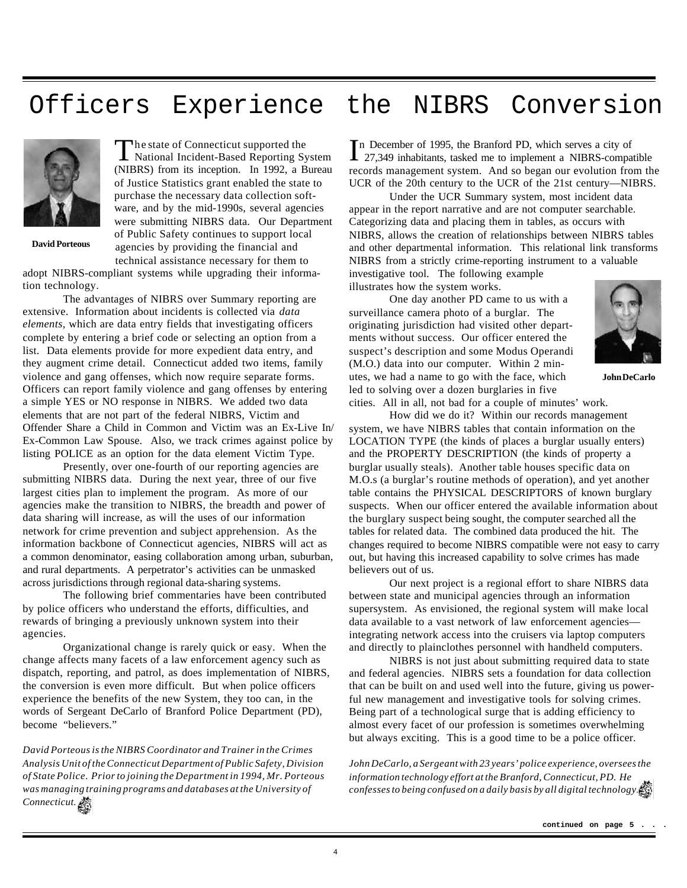# Officers Experience the NIBRS Conversion

**David Porteous**

The state of Connecticut supported the National Incident-Based Reporting System (NIBRS) from its inception. In 1992, a Bureau of Justice Statistics grant enabled the state to purchase the necessary data collection software, and by the mid-1990s, several agencies were submitting NIBRS data. Our Department of Public Safety continues to support local agencies by providing the financial and technical assistance necessary for them to adopt NIBRS-compliant systems while upgrading their information technology.

The advantages of NIBRS over Summary reporting are extensive. Information about incidents is collected via *data elements*, which are data entry fields that investigating officers complete by entering a brief code or selecting an option from a list. Data elements provide for more expedient data entry, and they augment crime detail. Connecticut added two items, family violence and gang offenses, which now require separate forms. Officers can report family violence and gang offenses by entering a simple YES or NO response in NIBRS. We added two data elements that are not part of the federal NIBRS, Victim and Offender Share a Child in Common and Victim was an Ex-Live In/ Ex-Common Law Spouse. Also, we track crimes against police by listing POLICE as an option for the data element Victim Type.

Presently, over one-fourth of our reporting agencies are submitting NIBRS data. During the next year, three of our five largest cities plan to implement the program. As more of our agencies make the transition to NIBRS, the breadth and power of data sharing will increase, as will the uses of our information network for crime prevention and subject apprehension. As the information backbone of Connecticut agencies, NIBRS will act as a common denominator, easing collaboration among urban, suburban, and rural departments. A perpetrator's activities can be unmasked across jurisdictions through regional data-sharing systems.

The following brief commentaries have been contributed by police officers who understand the efforts, difficulties, and rewards of bringing a previously unknown system into their agencies.

Organizational change is rarely quick or easy. When the change affects many facets of a law enforcement agency such as dispatch, reporting, and patrol, as does implementation of NIBRS, the conversion is even more difficult. But when police officers experience the benefits of the new System, they too can, in the words of Sergeant DeCarlo of Branford Police Department (PD), become "believers."

*David Porteous is the NIBRS Coordinator and Trainer in the Crimes Analysis Unit of the Connecticut Department of Public Safety, Division of State Police. Prior to joining the Department in 1994, Mr. Porteous was managing training programs and databases at the University of Connecticut.*

**John DeCarlo**

In December of 1995, the Branford PD, which serves a city of 27,349 inhabitants, tasked me to implement a NIBRS-compatible records management system. And so began our evolution from the UCR of the 20th century to the UCR of the 21st century—NIBRS.

Under the UCR Summary system, most incident data appear in the report narrative and are not computer searchable. Categorizing data and placing them in tables, as occurs with NIBRS, allows the creation of relationships between NIBRS tables and other departmental information. This relational link transforms NIBRS from a strictly crime-reporting instrument to a valuable investigative tool. The following example illustrates how the system works.

One day another PD came to us with a surveillance camera photo of a burglar. The originating jurisdiction had visited other departments without success. Our officer entered the suspect's description and some Modus Operandi (M.O.) data into our computer. Within 2 minutes, we had a name to go with the face, which led to solving over a dozen burglaries in five cities. All in all, not bad for a couple of minutes' work.

How did we do it? Within our records management system, we have NIBRS tables that contain information on the LOCATION TYPE (the kinds of places a burglar usually enters) and the PROPERTY DESCRIPTION (the kinds of property a burglar usually steals). Another table houses specific data on M.O.s (a burglar's routine methods of operation), and yet another table contains the PHYSICAL DESCRIPTORS of known burglary suspects. When our officer entered the available information about the burglary suspect being sought, the computer searched all the tables for related data. The combined data produced the hit. The changes required to become NIBRS compatible were not easy to carry out, but having this increased capability to solve crimes has made believers out of us.

Our next project is a regional effort to share NIBRS data between state and municipal agencies through an information supersystem. As envisioned, the regional system will make local data available to a vast network of law enforcement agencies—integrating network access into the cruisers via laptop computers and directly to plainclothes personnel with handheld computers.

NIBRS is not just about submitting required data to state and federal agencies. NIBRS sets a foundation for data collection that can be built on and used well into the future, giving us powerful new management and investigative tools for solving crimes. Being part of a technological surge that is adding efficiency to almost every facet of our profession is sometimes overwhelming but always exciting. This is a good time to be a police officer.

*John DeCarlo, a Sergeant with 23 years' police experience, oversees the information technology effort at the Branford, Connecticut, PD. He confesses to being confused on a daily basis by all digital technology.*

**continued on page 5 . . .**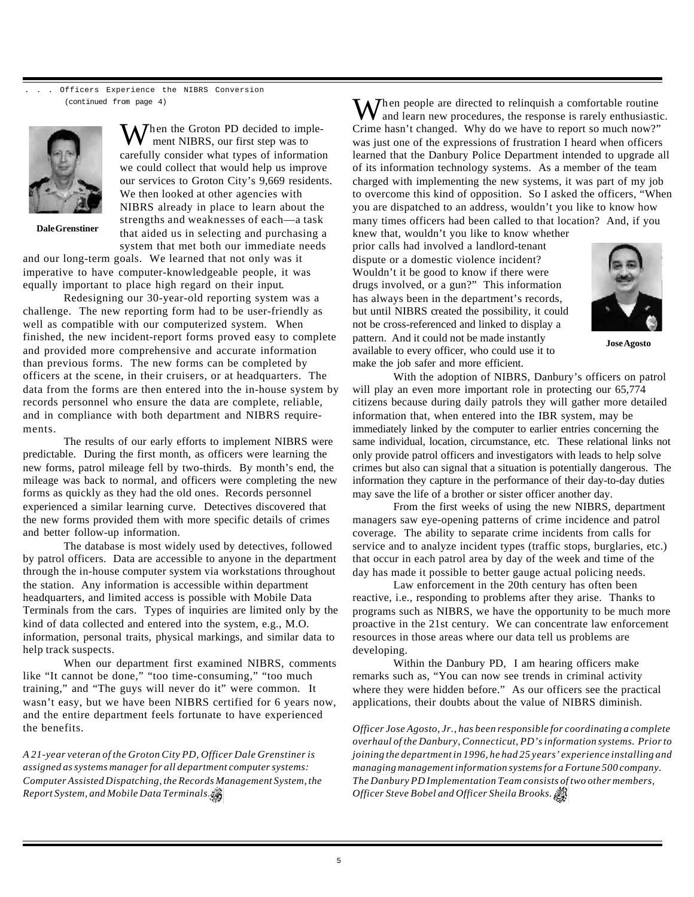. . . Officers Experience the NIBRS Conversion
(continued from page 4)

Dale Grenstiner

When the Groton PD decided to implement NIBRS, our first step was to carefully consider what types of information we could collect that would help us improve our services to Groton City's 9,669 residents. We then looked at other agencies with NIBRS already in place to learn about the strengths and weaknesses of each—a task that aided us in selecting and purchasing a system that met both our immediate needs and our long-term goals. We learned that not only was it imperative to have computer-knowledgeable people, it was equally important to place high regard on their input.

Redesigning our 30-year-old reporting system was a challenge. The new reporting form had to be user-friendly as well as compatible with our computerized system. When finished, the new incident-report forms proved easy to complete and provided more comprehensive and accurate information than previous forms. The new forms can be completed by officers at the scene, in their cruisers, or at headquarters. The data from the forms are then entered into the in-house system by records personnel who ensure the data are complete, reliable, and in compliance with both department and NIBRS requirements.

The results of our early efforts to implement NIBRS were predictable. During the first month, as officers were learning the new forms, patrol mileage fell by two-thirds. By month's end, the mileage was back to normal, and officers were completing the new forms as quickly as they had the old ones. Records personnel experienced a similar learning curve. Detectives discovered that the new forms provided them with more specific details of crimes and better follow-up information.

The database is most widely used by detectives, followed by patrol officers. Data are accessible to anyone in the department through the in-house computer system via workstations throughout the station. Any information is accessible within department headquarters, and limited access is possible with Mobile Data Terminals from the cars. Types of inquiries are limited only by the kind of data collected and entered into the system, e.g., M.O. information, personal traits, physical markings, and similar data to help track suspects.

When our department first examined NIBRS, comments like "It cannot be done," "too time-consuming," "too much training," and "The guys will never do it" were common. It wasn't easy, but we have been NIBRS certified for 6 years now, and the entire department feels fortunate to have experienced the benefits.

*A 21-year veteran of the Groton City PD, Officer Dale Grenstiner is assigned as systems manager for all department computer systems: Computer Assisted Dispatching, the Records Management System, the Report System, and Mobile Data Terminals.*

When people are directed to relinquish a comfortable routine and learn new procedures, the response is rarely enthusiastic. Crime hasn't changed. Why do we have to report so much now?" was just one of the expressions of frustration I heard when officers learned that the Danbury Police Department intended to upgrade all of its information technology systems. As a member of the team charged with implementing the new systems, it was part of my job to overcome this kind of opposition. So I asked the officers, "When you are dispatched to an address, wouldn't you like to know how many times officers had been called to that location? And, if you knew that, wouldn't you like to know whether prior calls had involved a landlord-tenant dispute or a domestic violence incident? Wouldn't it be good to know if there were drugs involved, or a gun?" This information has always been in the department's records, but until NIBRS created the possibility, it could not be cross-referenced and linked to display a pattern. And it could not be made instantly available to every officer, who could use it to make the job safer and more efficient.

Jose Agosto

With the adoption of NIBRS, Danbury's officers on patrol will play an even more important role in protecting our 65,774 citizens because during daily patrols they will gather more detailed information that, when entered into the IBR system, may be immediately linked by the computer to earlier entries concerning the same individual, location, circumstance, etc. These relational links not only provide patrol officers and investigators with leads to help solve crimes but also can signal that a situation is potentially dangerous. The information they capture in the performance of their day-to-day duties may save the life of a brother or sister officer another day.

From the first weeks of using the new NIBRS, department managers saw eye-opening patterns of crime incidence and patrol coverage. The ability to separate crime incidents from calls for service and to analyze incident types (traffic stops, burglaries, etc.) that occur in each patrol area by day of the week and time of the day has made it possible to better gauge actual policing needs.

Law enforcement in the 20th century has often been reactive, i.e., responding to problems after they arise. Thanks to programs such as NIBRS, we have the opportunity to be much more proactive in the 21st century. We can concentrate law enforcement resources in those areas where our data tell us problems are developing.

Within the Danbury PD, I am hearing officers make remarks such as, "You can now see trends in criminal activity where they were hidden before." As our officers see the practical applications, their doubts about the value of NIBRS diminish.

*Officer Jose Agosto, Jr., has been responsible for coordinating a complete overhaul of the Danbury, Connecticut, PD's information systems. Prior to joining the department in 1996, he had 25 years' experience installing and managing management information systems for a Fortune 500 company. The Danbury PD Implementation Team consists of two other members, Officer Steve Bobel and Officer Sheila Brooks.*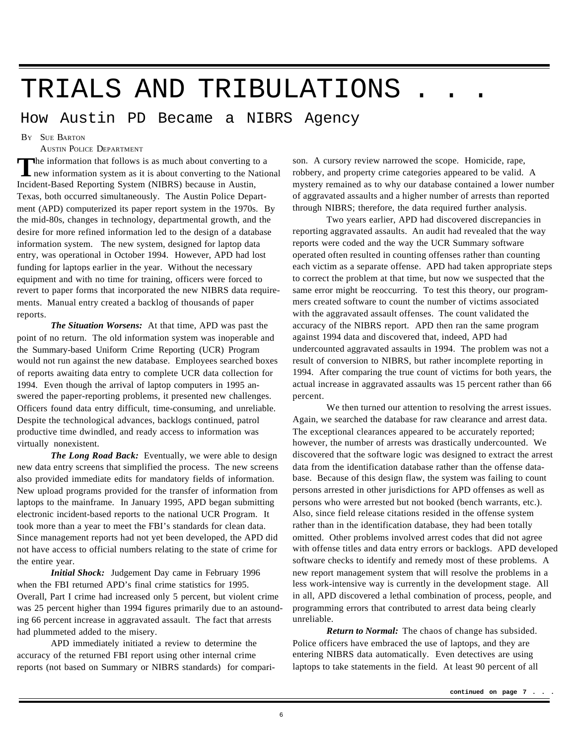# TRIALS AND TRIBULATIONS . . .

## How Austin PD Became a NIBRS Agency

By Sue Barton
Austin Police Department

The information that follows is as much about converting to a new information system as it is about converting to the National Incident-Based Reporting System (NIBRS) because in Austin, Texas, both occurred simultaneously. The Austin Police Department (APD) computerized its paper report system in the 1970s. By the mid-80s, changes in technology, departmental growth, and the desire for more refined information led to the design of a database information system. The new system, designed for laptop data entry, was operational in October 1994. However, APD had lost funding for laptops earlier in the year. Without the necessary equipment and with no time for training, officers were forced to revert to paper forms that incorporated the new NIBRS data requirements. Manual entry created a backlog of thousands of paper reports.

***The Situation Worsens:*** At that time, APD was past the point of no return. The old information system was inoperable and the Summary-based Uniform Crime Reporting (UCR) Program would not run against the new database. Employees searched boxes of reports awaiting data entry to complete UCR data collection for 1994. Even though the arrival of laptop computers in 1995 answered the paper-reporting problems, it presented new challenges. Officers found data entry difficult, time-consuming, and unreliable. Despite the technological advances, backlogs continued, patrol productive time dwindled, and ready access to information was virtually nonexistent.

***The Long Road Back:*** Eventually, we were able to design new data entry screens that simplified the process. The new screens also provided immediate edits for mandatory fields of information. New upload programs provided for the transfer of information from laptops to the mainframe. In January 1995, APD began submitting electronic incident-based reports to the national UCR Program. It took more than a year to meet the FBI's standards for clean data. Since management reports had not yet been developed, the APD did not have access to official numbers relating to the state of crime for the entire year.

***Initial Shock:*** Judgement Day came in February 1996 when the FBI returned APD's final crime statistics for 1995. Overall, Part I crime had increased only 5 percent, but violent crime was 25 percent higher than 1994 figures primarily due to an astounding 66 percent increase in aggravated assault. The fact that arrests had plummeted added to the misery.

APD immediately initiated a review to determine the accuracy of the returned FBI report using other internal crime reports (not based on Summary or NIBRS standards) for comparison. A cursory review narrowed the scope. Homicide, rape, robbery, and property crime categories appeared to be valid. A mystery remained as to why our database contained a lower number of aggravated assaults and a higher number of arrests than reported through NIBRS; therefore, the data required further analysis.

Two years earlier, APD had discovered discrepancies in reporting aggravated assaults. An audit had revealed that the way reports were coded and the way the UCR Summary software operated often resulted in counting offenses rather than counting each victim as a separate offense. APD had taken appropriate steps to correct the problem at that time, but now we suspected that the same error might be reoccurring. To test this theory, our programmers created software to count the number of victims associated with the aggravated assault offenses. The count validated the accuracy of the NIBRS report. APD then ran the same program against 1994 data and discovered that, indeed, APD had undercounted aggravated assaults in 1994. The problem was not a result of conversion to NIBRS, but rather incomplete reporting in 1994. After comparing the true count of victims for both years, the actual increase in aggravated assaults was 15 percent rather than 66 percent.

We then turned our attention to resolving the arrest issues. Again, we searched the database for raw clearance and arrest data. The exceptional clearances appeared to be accurately reported; however, the number of arrests was drastically undercounted. We discovered that the software logic was designed to extract the arrest data from the identification database rather than the offense database. Because of this design flaw, the system was failing to count persons arrested in other jurisdictions for APD offenses as well as persons who were arrested but not booked (bench warrants, etc.). Also, since field release citations resided in the offense system rather than in the identification database, they had been totally omitted. Other problems involved arrest codes that did not agree with offense titles and data entry errors or backlogs. APD developed software checks to identify and remedy most of these problems. A new report management system that will resolve the problems in a less work-intensive way is currently in the development stage. All in all, APD discovered a lethal combination of process, people, and programming errors that contributed to arrest data being clearly unreliable.

***Return to Normal:*** The chaos of change has subsided. Police officers have embraced the use of laptops, and they are entering NIBRS data automatically. Even detectives are using laptops to take statements in the field. At least 90 percent of all

**continued on page 7 . . .**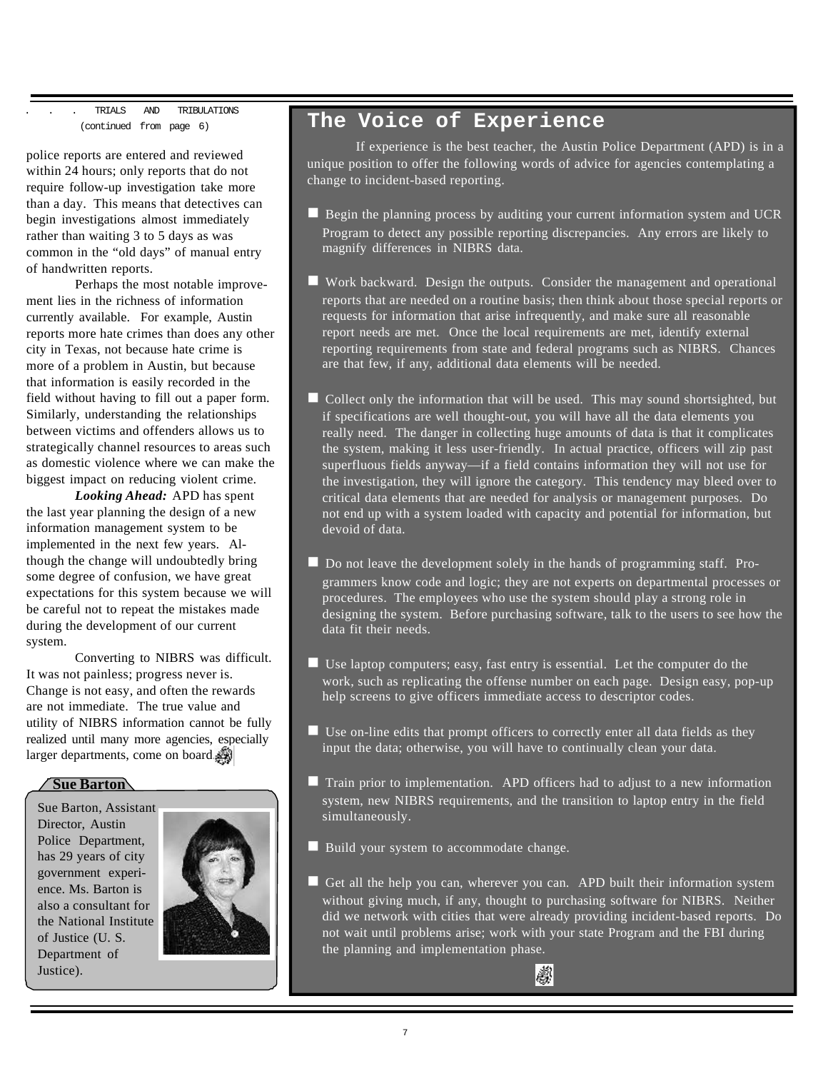. . . TRIALS AND TRIBULATIONS
(continued from page 6)

police reports are entered and reviewed within 24 hours; only reports that do not require follow-up investigation take more than a day. This means that detectives can begin investigations almost immediately rather than waiting 3 to 5 days as was common in the "old days" of manual entry of handwritten reports.

Perhaps the most notable improvement lies in the richness of information currently available. For example, Austin reports more hate crimes than does any other city in Texas, not because hate crime is more of a problem in Austin, but because that information is easily recorded in the field without having to fill out a paper form. Similarly, understanding the relationships between victims and offenders allows us to strategically channel resources to areas such as domestic violence where we can make the biggest impact on reducing violent crime.

***Looking Ahead:*** APD has spent the last year planning the design of a new information management system to be implemented in the next few years. Although the change will undoubtedly bring some degree of confusion, we have great expectations for this system because we will be careful not to repeat the mistakes made during the development of our current system.

Converting to NIBRS was difficult. It was not painless; progress never is. Change is not easy, and often the rewards are not immediate. The true value and utility of NIBRS information cannot be fully realized until many more agencies, especially larger departments, come on board.

**Sue Barton**

Sue Barton, Assistant Director, Austin Police Department, has 29 years of city government experience. Ms. Barton is also a consultant for the National Institute of Justice (U. S. Department of Justice).

## The Voice of Experience

If experience is the best teacher, the Austin Police Department (APD) is in a unique position to offer the following words of advice for agencies contemplating a change to incident-based reporting.

- Begin the planning process by auditing your current information system and UCR Program to detect any possible reporting discrepancies. Any errors are likely to magnify differences in NIBRS data.
- Work backward. Design the outputs. Consider the management and operational reports that are needed on a routine basis; then think about those special reports or requests for information that arise infrequently, and make sure all reasonable report needs are met. Once the local requirements are met, identify external reporting requirements from state and federal programs such as NIBRS. Chances are that few, if any, additional data elements will be needed.
- Collect only the information that will be used. This may sound shortsighted, but if specifications are well thought-out, you will have all the data elements you really need. The danger in collecting huge amounts of data is that it complicates the system, making it less user-friendly. In actual practice, officers will zip past superfluous fields anyway—if a field contains information they will not use for the investigation, they will ignore the category. This tendency may bleed over to critical data elements that are needed for analysis or management purposes. Do not end up with a system loaded with capacity and potential for information, but devoid of data.
- Do not leave the development solely in the hands of programming staff. Programmers know code and logic; they are not experts on departmental processes or procedures. The employees who use the system should play a strong role in designing the system. Before purchasing software, talk to the users to see how the data fit their needs.
- Use laptop computers; easy, fast entry is essential. Let the computer do the work, such as replicating the offense number on each page. Design easy, pop-up help screens to give officers immediate access to descriptor codes.
- Use on-line edits that prompt officers to correctly enter all data fields as they input the data; otherwise, you will have to continually clean your data.
- Train prior to implementation. APD officers had to adjust to a new information system, new NIBRS requirements, and the transition to laptop entry in the field simultaneously.
- Build your system to accommodate change.
- Get all the help you can, wherever you can. APD built their information system without giving much, if any, thought to purchasing software for NIBRS. Neither did we network with cities that were already providing incident-based reports. Do not wait until problems arise; work with your state Program and the FBI during the planning and implementation phase.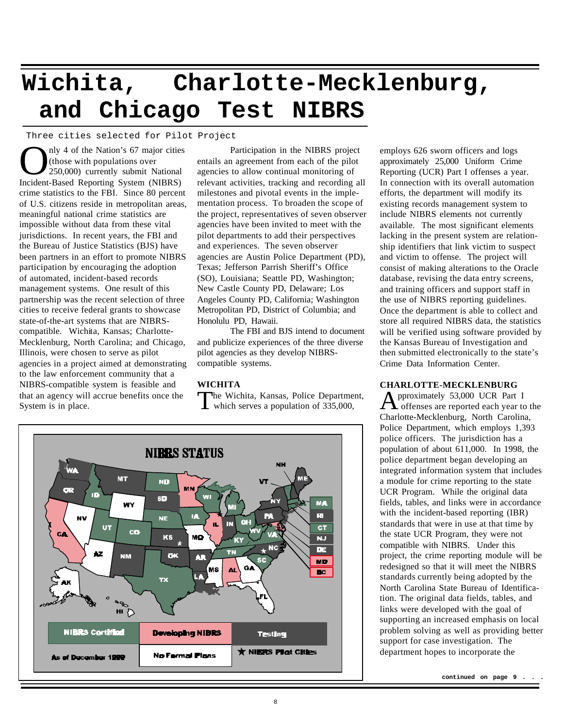# Wichita, Charlotte-Mecklenburg, and Chicago Test NIBRS

Three cities selected for Pilot Project

Only 4 of the Nation's 67 major cities (those with populations over 250,000) currently submit National Incident-Based Reporting System (NIBRS) crime statistics to the FBI. Since 80 percent of U.S. citizens reside in metropolitan areas, meaningful national crime statistics are impossible without data from these vital jurisdictions. In recent years, the FBI and the Bureau of Justice Statistics (BJS) have been partners in an effort to promote NIBRS participation by encouraging the adoption of automated, incident-based records management systems. One result of this partnership was the recent selection of three cities to receive federal grants to showcase state-of-the-art systems that are NIBRS-compatible. Wichita, Kansas; Charlotte-Mecklenburg, North Carolina; and Chicago, Illinois, were chosen to serve as pilot agencies in a project aimed at demonstrating to the law enforcement community that a NIBRS-compatible system is feasible and that an agency will accrue benefits once the System is in place.

Participation in the NIBRS project entails an agreement from each of the pilot agencies to allow continual monitoring of relevant activities, tracking and recording all milestones and pivotal events in the implementation process. To broaden the scope of the project, representatives of seven observer agencies have been invited to meet with the pilot departments to add their perspectives and experiences. The seven observer agencies are Austin Police Department (PD), Texas; Jefferson Parrish Sheriff's Office (SO), Louisiana; Seattle PD, Washington; New Castle County PD, Delaware; Los Angeles County PD, California; Washington Metropolitan PD, District of Columbia; and Honolulu PD, Hawaii.

The FBI and BJS intend to document and publicize experiences of the three diverse pilot agencies as they develop NIBRS-compatible systems.

NIBRS STATUS

| NIBRS Certified | Developing NIBRS | Testing |
|---|---|---|
| As of December 1999 | No Formal Plans | ★ NIBRS Pilot Cities |

### WICHITA

The Wichita, Kansas, Police Department, which serves a population of 335,000, employs 626 sworn officers and logs approximately 25,000 Uniform Crime Reporting (UCR) Part I offenses a year. In connection with its overall automation efforts, the department will modify its existing records management system to include NIBRS elements not currently available. The most significant elements lacking in the present system are relationship identifiers that link victim to suspect and victim to offense. The project will consist of making alterations to the Oracle database, revising the data entry screens, and training officers and support staff in the use of NIBRS reporting guidelines. Once the department is able to collect and store all required NIBRS data, the statistics will be verified using software provided by the Kansas Bureau of Investigation and then submitted electronically to the state's Crime Data Information Center.

### CHARLOTTE-MECKLENBURG

Approximately 53,000 UCR Part I offenses are reported each year to the Charlotte-Mecklenburg, North Carolina, Police Department, which employs 1,393 police officers. The jurisdiction has a population of about 611,000. In 1998, the police department began developing an integrated information system that includes a module for crime reporting to the state UCR Program. While the original data fields, tables, and links were in accordance with the incident-based reporting (IBR) standards that were in use at that time by the state UCR Program, they were not compatible with NIBRS. Under this project, the crime reporting module will be redesigned so that it will meet the NIBRS standards currently being adopted by the North Carolina State Bureau of Identification. The original data fields, tables, and links were developed with the goal of supporting an increased emphasis on local problem solving as well as providing better support for case investigation. The department hopes to incorporate the

**continued on page 9 . . .**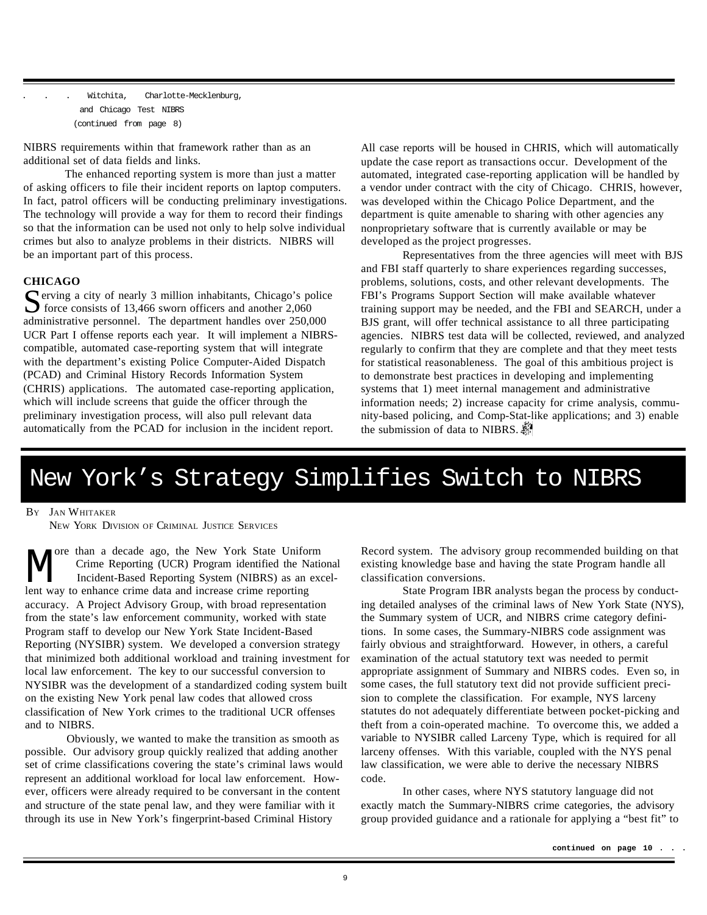. . . Witchita, Charlotte-Mecklenburg, and Chicago Test NIBRS (continued from page 8)

NIBRS requirements within that framework rather than as an additional set of data fields and links.

The enhanced reporting system is more than just a matter of asking officers to file their incident reports on laptop computers. In fact, patrol officers will be conducting preliminary investigations. The technology will provide a way for them to record their findings so that the information can be used not only to help solve individual crimes but also to analyze problems in their districts. NIBRS will be an important part of this process.

**CHICAGO**

Serving a city of nearly 3 million inhabitants, Chicago's police force consists of 13,466 sworn officers and another 2,060 administrative personnel. The department handles over 250,000 UCR Part I offense reports each year. It will implement a NIBRS-compatible, automated case-reporting system that will integrate with the department's existing Police Computer-Aided Dispatch (PCAD) and Criminal History Records Information System (CHRIS) applications. The automated case-reporting application, which will include screens that guide the officer through the preliminary investigation process, will also pull relevant data automatically from the PCAD for inclusion in the incident report. All case reports will be housed in CHRIS, which will automatically update the case report as transactions occur. Development of the automated, integrated case-reporting application will be handled by a vendor under contract with the city of Chicago. CHRIS, however, was developed within the Chicago Police Department, and the department is quite amenable to sharing with other agencies any nonproprietary software that is currently available or may be developed as the project progresses.

Representatives from the three agencies will meet with BJS and FBI staff quarterly to share experiences regarding successes, problems, solutions, costs, and other relevant developments. The FBI's Programs Support Section will make available whatever training support may be needed, and the FBI and SEARCH, under a BJS grant, will offer technical assistance to all three participating agencies. NIBRS test data will be collected, reviewed, and analyzed regularly to confirm that they are complete and that they meet tests for statistical reasonableness. The goal of this ambitious project is to demonstrate best practices in developing and implementing systems that 1) meet internal management and administrative information needs; 2) increase capacity for crime analysis, community-based policing, and Comp-Stat-like applications; and 3) enable the submission of data to NIBRS.

# New York's Strategy Simplifies Switch to NIBRS

By Jan Whitaker
New York Division of Criminal Justice Services

More than a decade ago, the New York State Uniform Crime Reporting (UCR) Program identified the National Incident-Based Reporting System (NIBRS) as an excellent way to enhance crime data and increase crime reporting accuracy. A Project Advisory Group, with broad representation from the state's law enforcement community, worked with state Program staff to develop our New York State Incident-Based Reporting (NYSIBR) system. We developed a conversion strategy that minimized both additional workload and training investment for local law enforcement. The key to our successful conversion to NYSIBR was the development of a standardized coding system built on the existing New York penal law codes that allowed cross classification of New York crimes to the traditional UCR offenses and to NIBRS.

Obviously, we wanted to make the transition as smooth as possible. Our advisory group quickly realized that adding another set of crime classifications covering the state's criminal laws would represent an additional workload for local law enforcement. However, officers were already required to be conversant in the content and structure of the state penal law, and they were familiar with it through its use in New York's fingerprint-based Criminal History Record system. The advisory group recommended building on that existing knowledge base and having the state Program handle all classification conversions.

State Program IBR analysts began the process by conducting detailed analyses of the criminal laws of New York State (NYS), the Summary system of UCR, and NIBRS crime category definitions. In some cases, the Summary-NIBRS code assignment was fairly obvious and straightforward. However, in others, a careful examination of the actual statutory text was needed to permit appropriate assignment of Summary and NIBRS codes. Even so, in some cases, the full statutory text did not provide sufficient precision to complete the classification. For example, NYS larceny statutes do not adequately differentiate between pocket-picking and theft from a coin-operated machine. To overcome this, we added a variable to NYSIBR called Larceny Type, which is required for all larceny offenses. With this variable, coupled with the NYS penal law classification, we were able to derive the necessary NIBRS code.

In other cases, where NYS statutory language did not exactly match the Summary-NIBRS crime categories, the advisory group provided guidance and a rationale for applying a "best fit" to

**continued on page 10 . . .**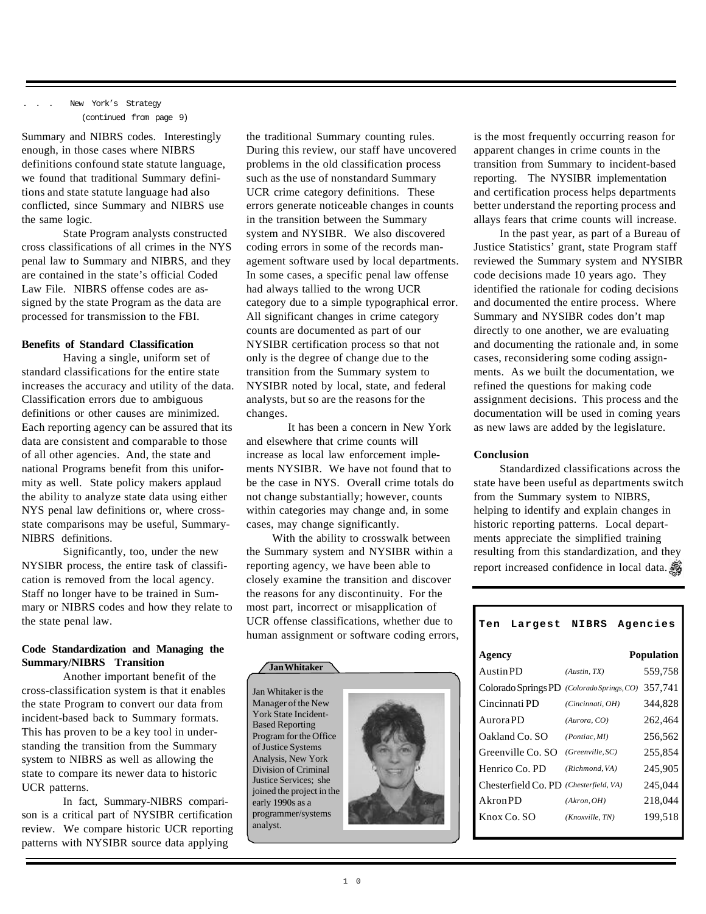. . . New York's Strategy
(continued from page 9)

Summary and NIBRS codes. Interestingly enough, in those cases where NIBRS definitions confound state statute language, we found that traditional Summary definitions and state statute language had also conflicted, since Summary and NIBRS use the same logic.

State Program analysts constructed cross classifications of all crimes in the NYS penal law to Summary and NIBRS, and they are contained in the state's official Coded Law File. NIBRS offense codes are assigned by the state Program as the data are processed for transmission to the FBI.

**Benefits of Standard Classification**

Having a single, uniform set of standard classifications for the entire state increases the accuracy and utility of the data. Classification errors due to ambiguous definitions or other causes are minimized. Each reporting agency can be assured that its data are consistent and comparable to those of all other agencies. And, the state and national Programs benefit from this uniformity as well. State policy makers applaud the ability to analyze state data using either NYS penal law definitions or, where cross-state comparisons may be useful, Summary-NIBRS definitions.

Significantly, too, under the new NYSIBR process, the entire task of classification is removed from the local agency. Staff no longer have to be trained in Summary or NIBRS codes and how they relate to the state penal law.

**Code Standardization and Managing the Summary/NIBRS Transition**

Another important benefit of the cross-classification system is that it enables the state Program to convert our data from incident-based back to Summary formats. This has proven to be a key tool in understanding the transition from the Summary system to NIBRS as well as allowing the state to compare its newer data to historic UCR patterns.

In fact, Summary-NIBRS comparison is a critical part of NYSIBR certification review. We compare historic UCR reporting patterns with NYSIBR source data applying the traditional Summary counting rules. During this review, our staff have uncovered problems in the old classification process such as the use of nonstandard Summary UCR crime category definitions. These errors generate noticeable changes in counts in the transition between the Summary system and NYSIBR. We also discovered coding errors in some of the records management software used by local departments. In some cases, a specific penal law offense had always tallied to the wrong UCR category due to a simple typographical error. All significant changes in crime category counts are documented as part of our NYSIBR certification process so that not only is the degree of change due to the transition from the Summary system to NYSIBR noted by local, state, and federal analysts, but so are the reasons for the changes.

It has been a concern in New York and elsewhere that crime counts will increase as local law enforcement implements NYSIBR. We have not found that to be the case in NYS. Overall crime totals do not change substantially; however, counts within categories may change and, in some cases, may change significantly.

With the ability to crosswalk between the Summary system and NYSIBR within a reporting agency, we have been able to closely examine the transition and discover the reasons for any discontinuity. For the most part, incorrect or misapplication of UCR offense classifications, whether due to human assignment or software coding errors, is the most frequently occurring reason for apparent changes in crime counts in the transition from Summary to incident-based reporting. The NYSIBR implementation and certification process helps departments better understand the reporting process and allays fears that crime counts will increase.

In the past year, as part of a Bureau of Justice Statistics' grant, state Program staff reviewed the Summary system and NYSIBR code decisions made 10 years ago. They identified the rationale for coding decisions and documented the entire process. Where Summary and NYSIBR codes don't map directly to one another, we are evaluating and documenting the rationale and, in some cases, reconsidering some coding assignments. As we built the documentation, we refined the questions for making code assignment decisions. This process and the documentation will be used in coming years as new laws are added by the legislature.

**Conclusion**

Standardized classifications across the state have been useful as departments switch from the Summary system to NIBRS, helping to identify and explain changes in historic reporting patterns. Local departments appreciate the simplified training resulting from this standardization, and they report increased confidence in local data.

**Jan Whitaker**

Jan Whitaker is the Manager of the New York State Incident-Based Reporting Program for the Office of Justice Systems Analysis, New York Division of Criminal Justice Services; she joined the project in the early 1990s as a programmer/systems analyst.

**Ten Largest NIBRS Agencies**

| Agency | | Population |
|---|---|---|
| Austin PD | *(Austin, TX)* | 559,758 |
| Colorado Springs PD | *(Colorado Springs, CO)* | 357,741 |
| Cincinnati PD | *(Cincinnati, OH)* | 344,828 |
| Aurora PD | *(Aurora, CO)* | 262,464 |
| Oakland Co. SO | *(Pontiac, MI)* | 256,562 |
| Greenville Co. SO | *(Greenville, SC)* | 255,854 |
| Henrico Co. PD | *(Richmond, VA)* | 245,905 |
| Chesterfield Co. PD | *(Chesterfield, VA)* | 245,044 |
| Akron PD | *(Akron, OH)* | 218,044 |
| Knox Co. SO | *(Knoxville, TN)* | 199,518 |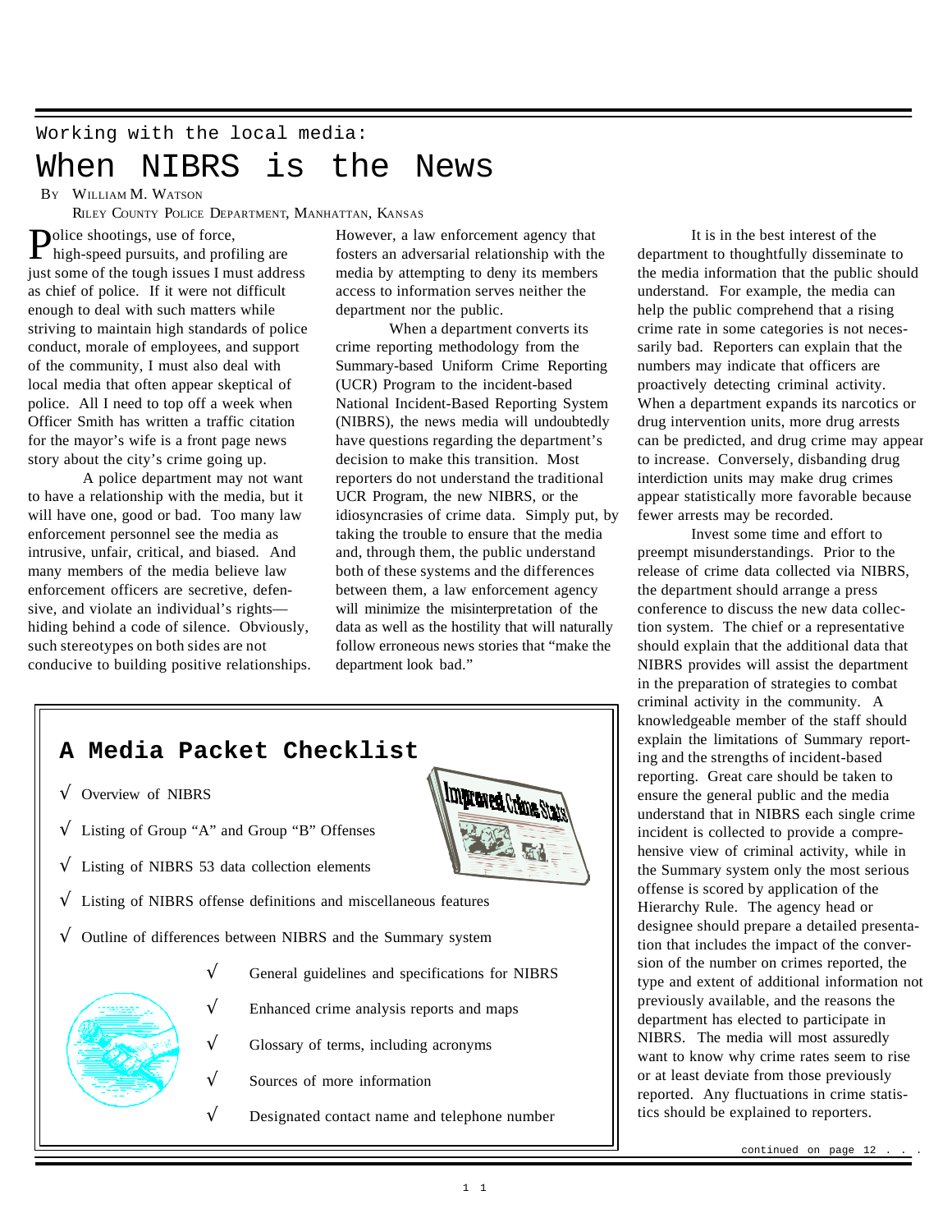Working with the local media:

# When NIBRS is the News

By William M. Watson

Riley County Police Department, Manhattan, Kansas

Police shootings, use of force, high-speed pursuits, and profiling are just some of the tough issues I must address as chief of police. If it were not difficult enough to deal with such matters while striving to maintain high standards of police conduct, morale of employees, and support of the community, I must also deal with local media that often appear skeptical of police. All I need to top off a week when Officer Smith has written a traffic citation for the mayor's wife is a front page news story about the city's crime going up.

A police department may not want to have a relationship with the media, but it will have one, good or bad. Too many law enforcement personnel see the media as intrusive, unfair, critical, and biased. And many members of the media believe law enforcement officers are secretive, defensive, and violate an individual's rights—hiding behind a code of silence. Obviously, such stereotypes on both sides are not conducive to building positive relationships. However, a law enforcement agency that fosters an adversarial relationship with the media by attempting to deny its members access to information serves neither the department nor the public.

When a department converts its crime reporting methodology from the Summary-based Uniform Crime Reporting (UCR) Program to the incident-based National Incident-Based Reporting System (NIBRS), the news media will undoubtedly have questions regarding the department's decision to make this transition. Most reporters do not understand the traditional UCR Program, the new NIBRS, or the idiosyncrasies of crime data. Simply put, by taking the trouble to ensure that the media and, through them, the public understand both of these systems and the differences between them, a law enforcement agency will minimize the misinterpretation of the data as well as the hostility that will naturally follow erroneous news stories that "make the department look bad."

It is in the best interest of the department to thoughtfully disseminate to the media information that the public should understand. For example, the media can help the public comprehend that a rising crime rate in some categories is not necessarily bad. Reporters can explain that the numbers may indicate that officers are proactively detecting criminal activity. When a department expands its narcotics or drug intervention units, more drug arrests can be predicted, and drug crime may appear to increase. Conversely, disbanding drug interdiction units may make drug crimes appear statistically more favorable because fewer arrests may be recorded.

Invest some time and effort to preempt misunderstandings. Prior to the release of crime data collected via NIBRS, the department should arrange a press conference to discuss the new data collection system. The chief or a representative should explain that the additional data that NIBRS provides will assist the department in the preparation of strategies to combat criminal activity in the community. A knowledgeable member of the staff should explain the limitations of Summary reporting and the strengths of incident-based reporting. Great care should be taken to ensure the general public and the media understand that in NIBRS each single crime incident is collected to provide a comprehensive view of criminal activity, while in the Summary system only the most serious offense is scored by application of the Hierarchy Rule. The agency head or designee should prepare a detailed presentation that includes the impact of the conversion of the number on crimes reported, the type and extent of additional information not previously available, and the reasons the department has elected to participate in NIBRS. The media will most assuredly want to know why crime rates seem to rise or at least deviate from those previously reported. Any fluctuations in crime statistics should be explained to reporters.

continued on page 12 . . .

## A Media Packet Checklist

- √ Overview of NIBRS
- √ Listing of Group "A" and Group "B" Offenses
- √ Listing of NIBRS 53 data collection elements
- √ Listing of NIBRS offense definitions and miscellaneous features
- √ Outline of differences between NIBRS and the Summary system
- √ General guidelines and specifications for NIBRS
- √ Enhanced crime analysis reports and maps
- √ Glossary of terms, including acronyms
- √ Sources of more information
- √ Designated contact name and telephone number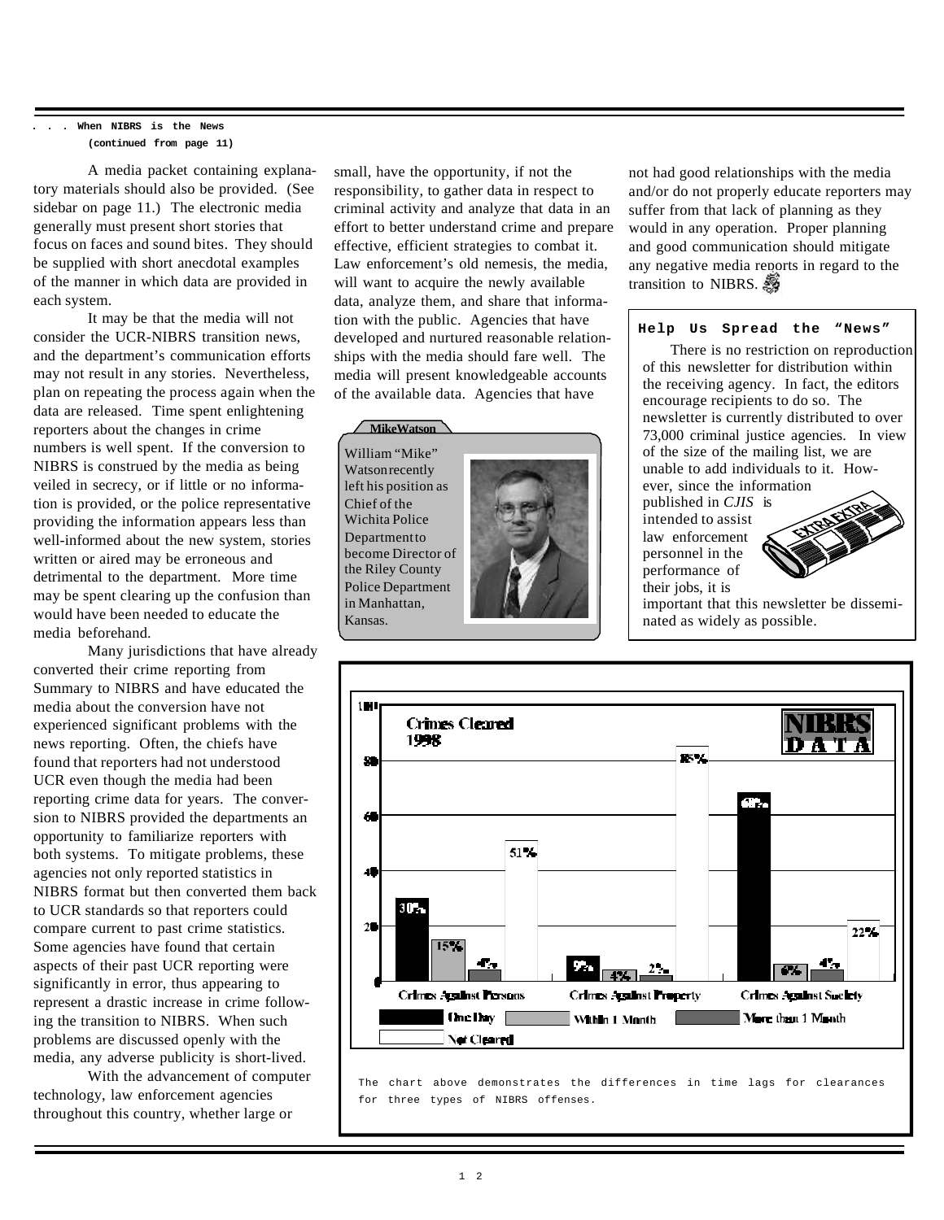**. . . When NIBRS is the News**
**(continued from page 11)**

A media packet containing explanatory materials should also be provided. (See sidebar on page 11.) The electronic media generally must present short stories that focus on faces and sound bites. They should be supplied with short anecdotal examples of the manner in which data are provided in each system.

It may be that the media will not consider the UCR-NIBRS transition news, and the department's communication efforts may not result in any stories. Nevertheless, plan on repeating the process again when the data are released. Time spent enlightening reporters about the changes in crime numbers is well spent. If the conversion to NIBRS is construed by the media as being veiled in secrecy, or if little or no information is provided, or the police representative providing the information appears less than well-informed about the new system, stories written or aired may be erroneous and detrimental to the department. More time may be spent clearing up the confusion than would have been needed to educate the media beforehand.

Many jurisdictions that have already converted their crime reporting from Summary to NIBRS and have educated the media about the conversion have not experienced significant problems with the news reporting. Often, the chiefs have found that reporters had not understood UCR even though the media had been reporting crime data for years. The conversion to NIBRS provided the departments an opportunity to familiarize reporters with both systems. To mitigate problems, these agencies not only reported statistics in NIBRS format but then converted them back to UCR standards so that reporters could compare current to past crime statistics. Some agencies have found that certain aspects of their past UCR reporting were significantly in error, thus appearing to represent a drastic increase in crime following the transition to NIBRS. When such problems are discussed openly with the media, any adverse publicity is short-lived.

With the advancement of computer technology, law enforcement agencies throughout this country, whether large or small, have the opportunity, if not the responsibility, to gather data in respect to criminal activity and analyze that data in an effort to better understand crime and prepare effective, efficient strategies to combat it. Law enforcement's old nemesis, the media, will want to acquire the newly available data, analyze them, and share that information with the public. Agencies that have developed and nurtured reasonable relationships with the media should fare well. The media will present knowledgeable accounts of the available data. Agencies that have not had good relationships with the media and/or do not properly educate reporters may suffer from that lack of planning as they would in any operation. Proper planning and good communication should mitigate any negative media reports in regard to the transition to NIBRS.

**Mike Watson**

William "Mike" Watson recently left his position as Chief of the Wichita Police Department to become Director of the Riley County Police Department in Manhattan, Kansas.

**Help Us Spread the "News"**

There is no restriction on reproduction of this newsletter for distribution within the receiving agency. In fact, the editors encourage recipients to do so. The newsletter is currently distributed to over 73,000 criminal justice agencies. In view of the size of the mailing list, we are unable to add individuals to it. However, since the information published in *CJIS* is intended to assist law enforcement personnel in the performance of their jobs, it is important that this newsletter be disseminated as widely as possible.

**NIBRS DATA — Crimes Cleared 1998**

| | One Day | Within 1 Month | More than 1 Month | Not Cleared |
|---|---|---|---|---|
| Crimes Against Persons | 30% | 15% | 4% | 51% |
| Crimes Against Property | 9% | 4% | 2% | 85% |
| Crimes Against Society | 68% | 6% | 4% | 22% |

The chart above demonstrates the differences in time lags for clearances for three types of NIBRS offenses.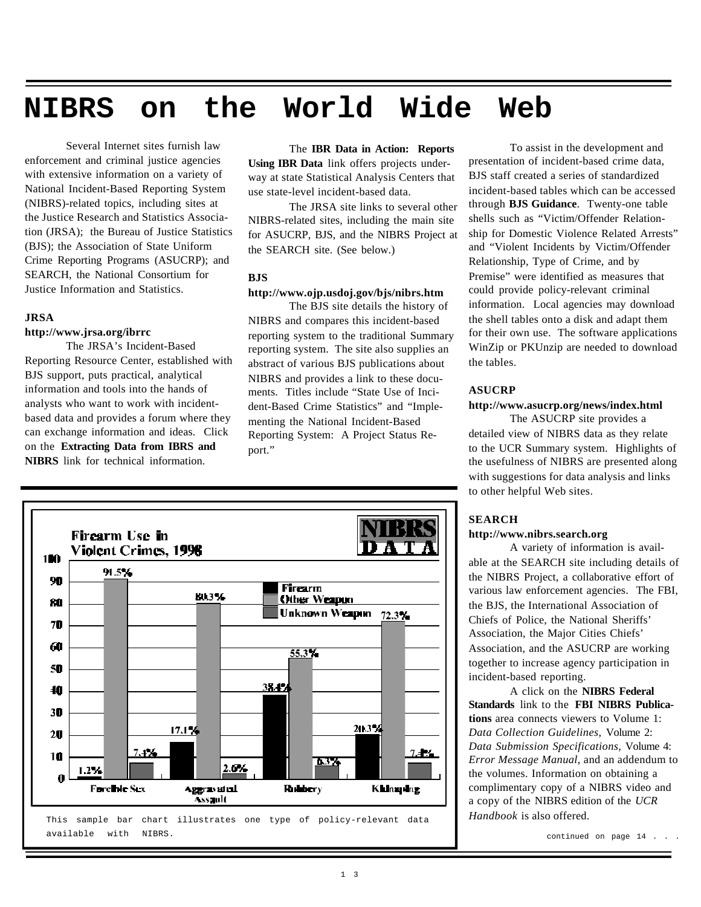# NIBRS on the World Wide Web

Several Internet sites furnish law enforcement and criminal justice agencies with extensive information on a variety of National Incident-Based Reporting System (NIBRS)-related topics, including sites at the Justice Research and Statistics Association (JRSA); the Bureau of Justice Statistics (BJS); the Association of State Uniform Crime Reporting Programs (ASUCRP); and SEARCH, the National Consortium for Justice Information and Statistics.

**JRSA**

**http://www.jrsa.org/ibrrc**

The JRSA's Incident-Based Reporting Resource Center, established with BJS support, puts practical, analytical information and tools into the hands of analysts who want to work with incident-based data and provides a forum where they can exchange information and ideas. Click on the **Extracting Data from IBRS and NIBRS** link for technical information.

The **IBR Data in Action: Reports Using IBR Data** link offers projects underway at state Statistical Analysis Centers that use state-level incident-based data.

The JRSA site links to several other NIBRS-related sites, including the main site for ASUCRP, BJS, and the NIBRS Project at the SEARCH site. (See below.)

**BJS**

**http://www.ojp.usdoj.gov/bjs/nibrs.htm**

The BJS site details the history of NIBRS and compares this incident-based reporting system to the traditional Summary reporting system. The site also supplies an abstract of various BJS publications about NIBRS and provides a link to these documents. Titles include "State Use of Incident-Based Crime Statistics" and "Implementing the National Incident-Based Reporting System: A Project Status Report."

**Firearm Use in Violent Crimes, 1998** (NIBRS DATA)

| | Firearm | Other Weapon | Unknown Weapon |
|---|---|---|---|
| Forcible Sex | 1.2% | 91.5% | 7.4% |
| Aggravated Assault | 17.1% | 80.3% | 2.6% |
| Robbery | 38.4% | 55.3% | 6.3% |
| Kidnaping | 20.3% | 72.3% | 7.4% |

This sample bar chart illustrates one type of policy-relevant data available with NIBRS.

To assist in the development and presentation of incident-based crime data, BJS staff created a series of standardized incident-based tables which can be accessed through **BJS Guidance**. Twenty-one table shells such as "Victim/Offender Relationship for Domestic Violence Related Arrests" and "Violent Incidents by Victim/Offender Relationship, Type of Crime, and by Premise" were identified as measures that could provide policy-relevant criminal information. Local agencies may download the shell tables onto a disk and adapt them for their own use. The software applications WinZip or PKUnzip are needed to download the tables.

**ASUCRP**

**http://www.asucrp.org/news/index.html**

The ASUCRP site provides a detailed view of NIBRS data as they relate to the UCR Summary system. Highlights of the usefulness of NIBRS are presented along with suggestions for data analysis and links to other helpful Web sites.

**SEARCH**

**http://www.nibrs.search.org**

A variety of information is available at the SEARCH site including details of the NIBRS Project, a collaborative effort of various law enforcement agencies. The FBI, the BJS, the International Association of Chiefs of Police, the National Sheriffs' Association, the Major Cities Chiefs' Association, and the ASUCRP are working together to increase agency participation in incident-based reporting.

A click on the **NIBRS Federal Standards** link to the **FBI NIBRS Publications** area connects viewers to Volume 1: *Data Collection Guidelines,* Volume 2: *Data Submission Specifications,* Volume 4: *Error Message Manual*, and an addendum to the volumes. Information on obtaining a complimentary copy of a NIBRS video and a copy of the NIBRS edition of the *UCR Handbook* is also offered.

continued on page 14 . . .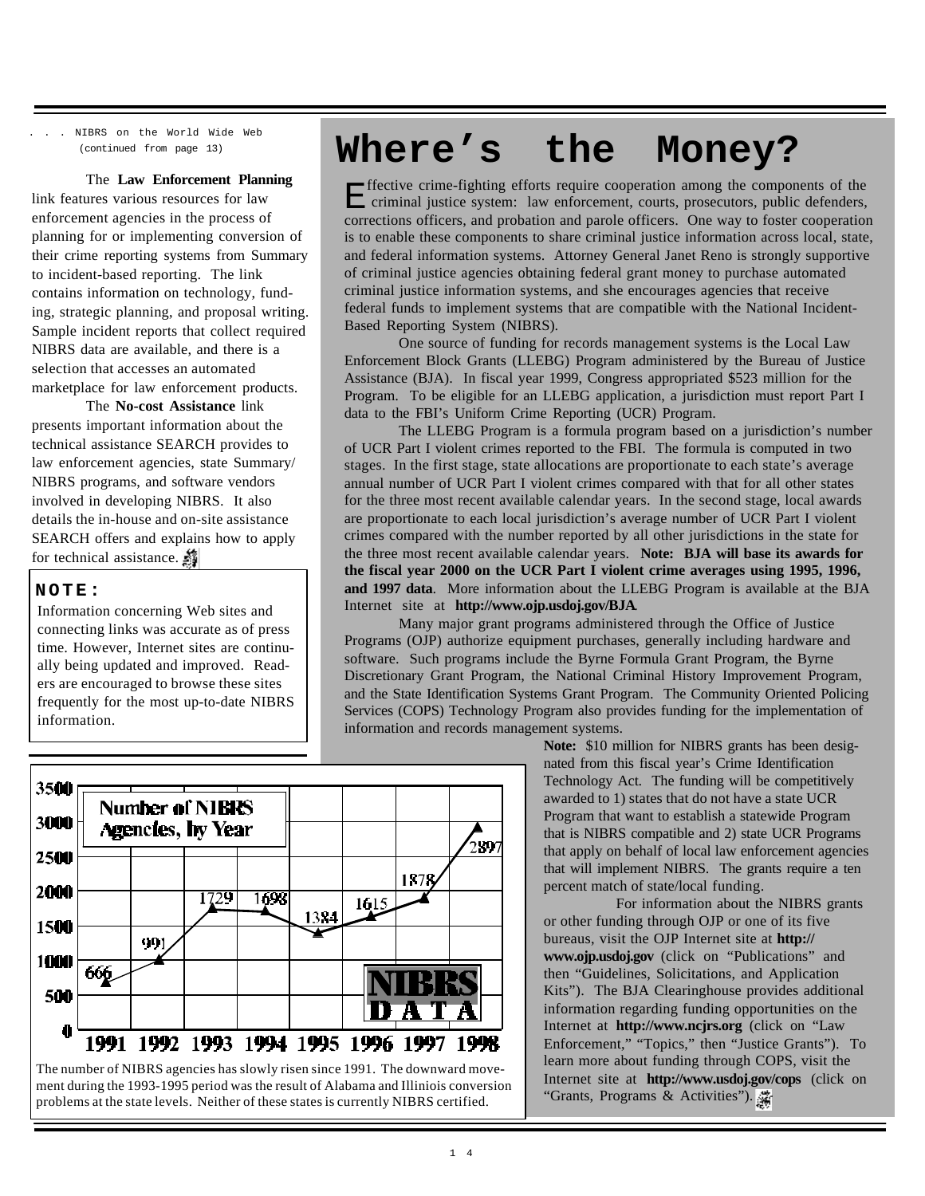. . . NIBRS on the World Wide Web (continued from page 13)

The **Law Enforcement Planning** link features various resources for law enforcement agencies in the process of planning for or implementing conversion of their crime reporting systems from Summary to incident-based reporting. The link contains information on technology, funding, strategic planning, and proposal writing. Sample incident reports that collect required NIBRS data are available, and there is a selection that accesses an automated marketplace for law enforcement products.

The **No-cost Assistance** link presents important information about the technical assistance SEARCH provides to law enforcement agencies, state Summary/NIBRS programs, and software vendors involved in developing NIBRS. It also details the in-house and on-site assistance SEARCH offers and explains how to apply for technical assistance.

**NOTE:**

Information concerning Web sites and connecting links was accurate as of press time. However, Internet sites are continually being updated and improved. Readers are encouraged to browse these sites frequently for the most up-to-date NIBRS information.

**Number of NIBRS Agencies, by Year**

| Year | Agencies |
|---|---|
| 1991 | 666 |
| 1992 | 991 |
| 1993 | 1729 |
| 1994 | 1698 |
| 1995 | 1384 |
| 1996 | 1615 |
| 1997 | 1878 |
| 1998 | 2897 |

The number of NIBRS agencies has slowly risen since 1991. The downward movement during the 1993-1995 period was the result of Alabama and Illiniois conversion problems at the state levels. Neither of these states is currently NIBRS certified.

# Where's the Money?

Effective crime-fighting efforts require cooperation among the components of the criminal justice system: law enforcement, courts, prosecutors, public defenders, corrections officers, and probation and parole officers. One way to foster cooperation is to enable these components to share criminal justice information across local, state, and federal information systems. Attorney General Janet Reno is strongly supportive of criminal justice agencies obtaining federal grant money to purchase automated criminal justice information systems, and she encourages agencies that receive federal funds to implement systems that are compatible with the National Incident-Based Reporting System (NIBRS).

One source of funding for records management systems is the Local Law Enforcement Block Grants (LLEBG) Program administered by the Bureau of Justice Assistance (BJA). In fiscal year 1999, Congress appropriated $523 million for the Program. To be eligible for an LLEBG application, a jurisdiction must report Part I data to the FBI's Uniform Crime Reporting (UCR) Program.

The LLEBG Program is a formula program based on a jurisdiction's number of UCR Part I violent crimes reported to the FBI. The formula is computed in two stages. In the first stage, state allocations are proportionate to each state's average annual number of UCR Part I violent crimes compared with that for all other states for the three most recent available calendar years. In the second stage, local awards are proportionate to each local jurisdiction's average number of UCR Part I violent crimes compared with the number reported by all other jurisdictions in the state for the three most recent available calendar years. **Note: BJA will base its awards for the fiscal year 2000 on the UCR Part I violent crime averages using 1995, 1996, and 1997 data**. More information about the LLEBG Program is available at the BJA Internet site at **http://www.ojp.usdoj.gov/BJA**.

Many major grant programs administered through the Office of Justice Programs (OJP) authorize equipment purchases, generally including hardware and software. Such programs include the Byrne Formula Grant Program, the Byrne Discretionary Grant Program, the National Criminal History Improvement Program, and the State Identification Systems Grant Program. The Community Oriented Policing Services (COPS) Technology Program also provides funding for the implementation of information and records management systems.

**Note:** $10 million for NIBRS grants has been designated from this fiscal year's Crime Identification Technology Act. The funding will be competitively awarded to 1) states that do not have a state UCR Program that want to establish a statewide Program that is NIBRS compatible and 2) state UCR Programs that apply on behalf of local law enforcement agencies that will implement NIBRS. The grants require a ten percent match of state/local funding.

For information about the NIBRS grants or other funding through OJP or one of its five bureaus, visit the OJP Internet site at **http://www.ojp.usdoj.gov** (click on "Publications" and then "Guidelines, Solicitations, and Application Kits"). The BJA Clearinghouse provides additional information regarding funding opportunities on the Internet at **http://www.ncjrs.org** (click on "Law Enforcement," "Topics," then "Justice Grants"). To learn more about funding through COPS, visit the Internet site at **http://www.usdoj.gov/cops** (click on "Grants, Programs & Activities").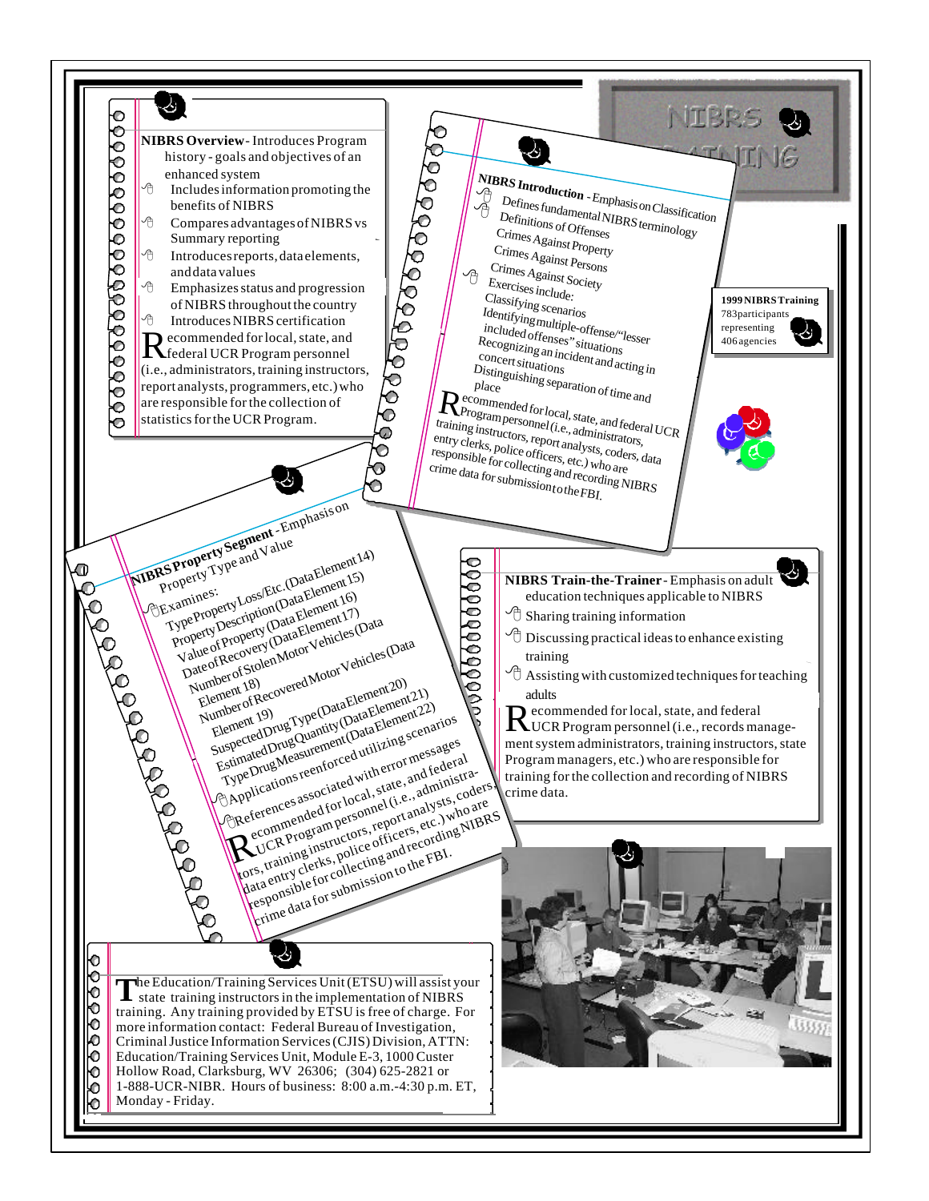# NIBRS TRAINING

**NIBRS Overview** - Introduces Program history - goals and objectives of an enhanced system

- Includes information promoting the benefits of NIBRS
- Compares advantages of NIBRS vs Summary reporting
- Introduces reports, data elements, and data values
- Emphasizes status and progression of NIBRS throughout the country
- Introduces NIBRS certification

Recommended for local, state, and federal UCR Program personnel (i.e., administrators, training instructors, report analysts, programmers, etc.) who are responsible for the collection of statistics for the UCR Program.

**NIBRS Introduction** - Emphasis on Classification

- Defines fundamental NIBRS terminology
  - Definitions of Offenses
  - Crimes Against Property
  - Crimes Against Persons
  - Crimes Against Society
- Exercises include:
  - Classifying scenarios
  - Identifying multiple-offense/"lesser included offenses" situations
  - Recognizing an incident and acting in concert situations
  - Distinguishing separation of time and place

Recommended for local, state, and federal UCR Program personnel (i.e., administrators, training instructors, report analysts, coders, data entry clerks, police officers, etc.) who are responsible for collecting and recording NIBRS crime data for submission to the FBI.

**1999 NIBRS Training**
783 participants representing 406 agencies

**NIBRS Property Segment** - Emphasis on Property Type and Value

- Examines:
  - Type Property Loss/Etc. (Data Element 14)
  - Property Description (Data Element 15)
  - Value of Property (Data Element 16)
  - Date of Recovery (Data Element 17)
  - Number of Stolen Motor Vehicles (Data Element 18)
  - Number of Recovered Motor Vehicles (Data Element 19)
  - Suspected Drug Type (Data Element 20)
  - Estimated Drug Quantity (Data Element 21)
  - Type Drug Measurement (Data Element 22)
- Applications reenforced utilizing scenarios
- References associated with error messages

Recommended for local, state, and federal UCR Program personnel (i.e., administrators, training instructors, report analysts, coders, data entry clerks, police officers, etc.) who are responsible for collecting and recording NIBRS crime data for submission to the FBI.

**NIBRS Train-the-Trainer** - Emphasis on adult education techniques applicable to NIBRS

- Sharing training information
- Discussing practical ideas to enhance existing training
- Assisting with customized techniques for teaching adults

Recommended for local, state, and federal UCR Program personnel (i.e., records management system administrators, training instructors, state Program managers, etc.) who are responsible for training for the collection and recording of NIBRS crime data.

The Education/Training Services Unit (ETSU) will assist your state training instructors in the implementation of NIBRS training. Any training provided by ETSU is free of charge. For more information contact: Federal Bureau of Investigation, Criminal Justice Information Services (CJIS) Division, ATTN: Education/Training Services Unit, Module E-3, 1000 Custer Hollow Road, Clarksburg, WV 26306; (304) 625-2821 or 1-888-UCR-NIBR. Hours of business: 8:00 a.m.-4:30 p.m. ET, Monday - Friday.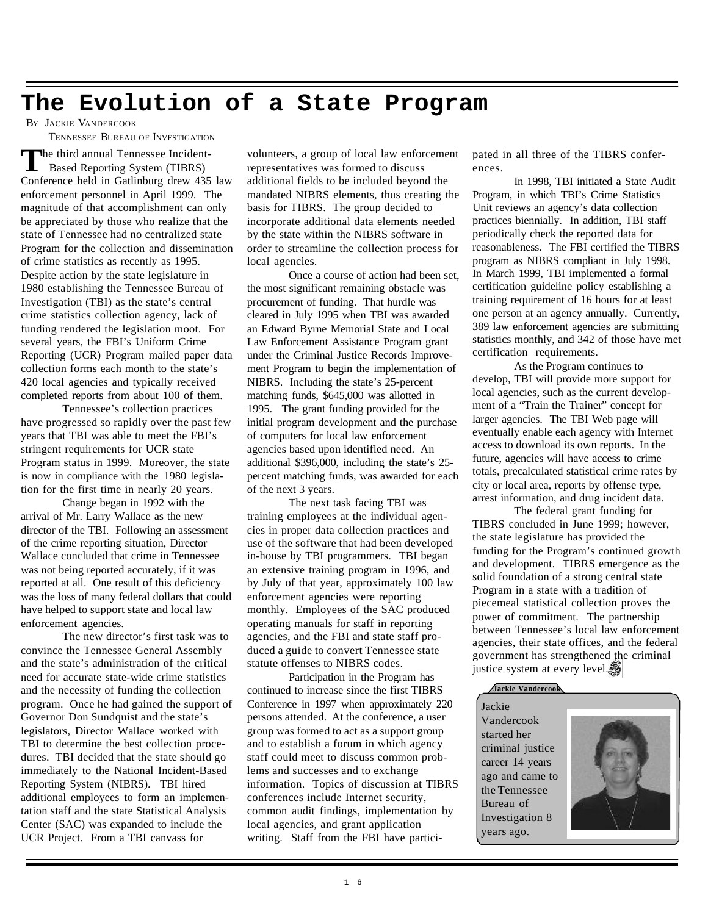# The Evolution of a State Program

By Jackie Vandercook
Tennessee Bureau of Investigation

The third annual Tennessee Incident-Based Reporting System (TIBRS) Conference held in Gatlinburg drew 435 law enforcement personnel in April 1999. The magnitude of that accomplishment can only be appreciated by those who realize that the state of Tennessee had no centralized state Program for the collection and dissemination of crime statistics as recently as 1995. Despite action by the state legislature in 1980 establishing the Tennessee Bureau of Investigation (TBI) as the state's central crime statistics collection agency, lack of funding rendered the legislation moot. For several years, the FBI's Uniform Crime Reporting (UCR) Program mailed paper data collection forms each month to the state's 420 local agencies and typically received completed reports from about 100 of them.

Tennessee's collection practices have progressed so rapidly over the past few years that TBI was able to meet the FBI's stringent requirements for UCR state Program status in 1999. Moreover, the state is now in compliance with the 1980 legislation for the first time in nearly 20 years.

Change began in 1992 with the arrival of Mr. Larry Wallace as the new director of the TBI. Following an assessment of the crime reporting situation, Director Wallace concluded that crime in Tennessee was not being reported accurately, if it was reported at all. One result of this deficiency was the loss of many federal dollars that could have helped to support state and local law enforcement agencies.

The new director's first task was to convince the Tennessee General Assembly and the state's administration of the critical need for accurate state-wide crime statistics and the necessity of funding the collection program. Once he had gained the support of Governor Don Sundquist and the state's legislators, Director Wallace worked with TBI to determine the best collection procedures. TBI decided that the state should go immediately to the National Incident-Based Reporting System (NIBRS). TBI hired additional employees to form an implementation staff and the state Statistical Analysis Center (SAC) was expanded to include the UCR Project. From a TBI canvass for volunteers, a group of local law enforcement representatives was formed to discuss additional fields to be included beyond the mandated NIBRS elements, thus creating the basis for TIBRS. The group decided to incorporate additional data elements needed by the state within the NIBRS software in order to streamline the collection process for local agencies.

Once a course of action had been set, the most significant remaining obstacle was procurement of funding. That hurdle was cleared in July 1995 when TBI was awarded an Edward Byrne Memorial State and Local Law Enforcement Assistance Program grant under the Criminal Justice Records Improvement Program to begin the implementation of NIBRS. Including the state's 25-percent matching funds, $645,000 was allotted in 1995. The grant funding provided for the initial program development and the purchase of computers for local law enforcement agencies based upon identified need. An additional $396,000, including the state's 25-percent matching funds, was awarded for each of the next 3 years.

The next task facing TBI was training employees at the individual agencies in proper data collection practices and use of the software that had been developed in-house by TBI programmers. TBI began an extensive training program in 1996, and by July of that year, approximately 100 law enforcement agencies were reporting monthly. Employees of the SAC produced operating manuals for staff in reporting agencies, and the FBI and state staff produced a guide to convert Tennessee state statute offenses to NIBRS codes.

Participation in the Program has continued to increase since the first TIBRS Conference in 1997 when approximately 220 persons attended. At the conference, a user group was formed to act as a support group and to establish a forum in which agency staff could meet to discuss common problems and successes and to exchange information. Topics of discussion at TIBRS conferences include Internet security, common audit findings, implementation by local agencies, and grant application writing. Staff from the FBI have participated in all three of the TIBRS conferences.

In 1998, TBI initiated a State Audit Program, in which TBI's Crime Statistics Unit reviews an agency's data collection practices biennially. In addition, TBI staff periodically check the reported data for reasonableness. The FBI certified the TIBRS program as NIBRS compliant in July 1998. In March 1999, TBI implemented a formal certification guideline policy establishing a training requirement of 16 hours for at least one person at an agency annually. Currently, 389 law enforcement agencies are submitting statistics monthly, and 342 of those have met certification requirements.

As the Program continues to develop, TBI will provide more support for local agencies, such as the current development of a "Train the Trainer" concept for larger agencies. The TBI Web page will eventually enable each agency with Internet access to download its own reports. In the future, agencies will have access to crime totals, precalculated statistical crime rates by city or local area, reports by offense type, arrest information, and drug incident data.

The federal grant funding for TIBRS concluded in June 1999; however, the state legislature has provided the funding for the Program's continued growth and development. TIBRS emergence as the solid foundation of a strong central state Program in a state with a tradition of piecemeal statistical collection proves the power of commitment. The partnership between Tennessee's local law enforcement agencies, their state offices, and the federal government has strengthened the criminal justice system at every level.

**Jackie Vandercook**

Jackie Vandercook started her criminal justice career 14 years ago and came to the Tennessee Bureau of Investigation 8 years ago.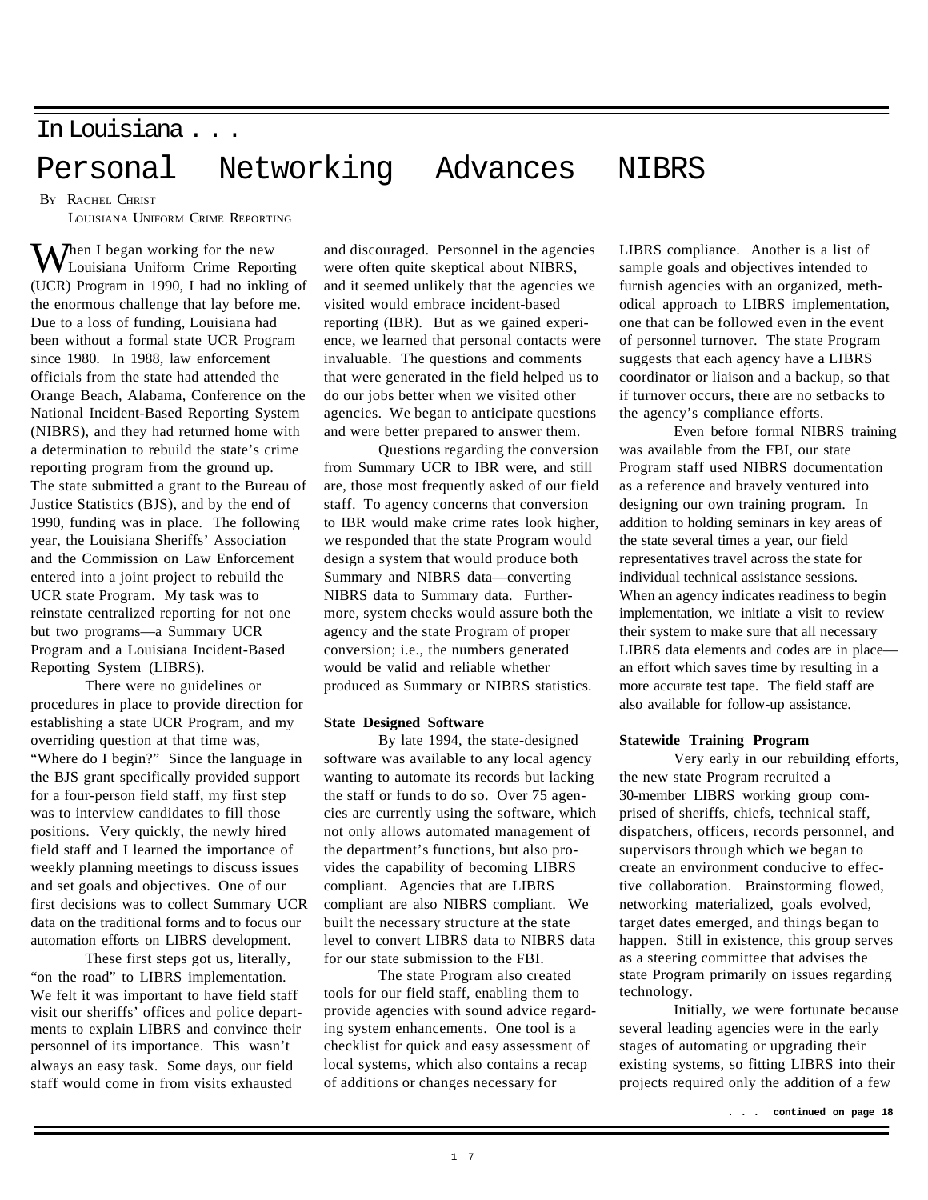## In Louisiana . . .

# Personal Networking Advances NIBRS

By Rachel Christ
Louisiana Uniform Crime Reporting

When I began working for the new Louisiana Uniform Crime Reporting (UCR) Program in 1990, I had no inkling of the enormous challenge that lay before me. Due to a loss of funding, Louisiana had been without a formal state UCR Program since 1980. In 1988, law enforcement officials from the state had attended the Orange Beach, Alabama, Conference on the National Incident-Based Reporting System (NIBRS), and they had returned home with a determination to rebuild the state's crime reporting program from the ground up. The state submitted a grant to the Bureau of Justice Statistics (BJS), and by the end of 1990, funding was in place. The following year, the Louisiana Sheriffs' Association and the Commission on Law Enforcement entered into a joint project to rebuild the UCR state Program. My task was to reinstate centralized reporting for not one but two programs—a Summary UCR Program and a Louisiana Incident-Based Reporting System (LIBRS).

There were no guidelines or procedures in place to provide direction for establishing a state UCR Program, and my overriding question at that time was, "Where do I begin?" Since the language in the BJS grant specifically provided support for a four-person field staff, my first step was to interview candidates to fill those positions. Very quickly, the newly hired field staff and I learned the importance of weekly planning meetings to discuss issues and set goals and objectives. One of our first decisions was to collect Summary UCR data on the traditional forms and to focus our automation efforts on LIBRS development.

These first steps got us, literally, "on the road" to LIBRS implementation. We felt it was important to have field staff visit our sheriffs' offices and police departments to explain LIBRS and convince their personnel of its importance. This wasn't always an easy task. Some days, our field staff would come in from visits exhausted and discouraged. Personnel in the agencies were often quite skeptical about NIBRS, and it seemed unlikely that the agencies we visited would embrace incident-based reporting (IBR). But as we gained experience, we learned that personal contacts were invaluable. The questions and comments that were generated in the field helped us to do our jobs better when we visited other agencies. We began to anticipate questions and were better prepared to answer them.

Questions regarding the conversion from Summary UCR to IBR were, and still are, those most frequently asked of our field staff. To agency concerns that conversion to IBR would make crime rates look higher, we responded that the state Program would design a system that would produce both Summary and NIBRS data—converting NIBRS data to Summary data. Furthermore, system checks would assure both the agency and the state Program of proper conversion; i.e., the numbers generated would be valid and reliable whether produced as Summary or NIBRS statistics.

### State Designed Software

By late 1994, the state-designed software was available to any local agency wanting to automate its records but lacking the staff or funds to do so. Over 75 agencies are currently using the software, which not only allows automated management of the department's functions, but also provides the capability of becoming LIBRS compliant. Agencies that are LIBRS compliant are also NIBRS compliant. We built the necessary structure at the state level to convert LIBRS data to NIBRS data for our state submission to the FBI.

The state Program also created tools for our field staff, enabling them to provide agencies with sound advice regarding system enhancements. One tool is a checklist for quick and easy assessment of local systems, which also contains a recap of additions or changes necessary for LIBRS compliance. Another is a list of sample goals and objectives intended to furnish agencies with an organized, methodical approach to LIBRS implementation, one that can be followed even in the event of personnel turnover. The state Program suggests that each agency have a LIBRS coordinator or liaison and a backup, so that if turnover occurs, there are no setbacks to the agency's compliance efforts.

Even before formal NIBRS training was available from the FBI, our state Program staff used NIBRS documentation as a reference and bravely ventured into designing our own training program. In addition to holding seminars in key areas of the state several times a year, our field representatives travel across the state for individual technical assistance sessions. When an agency indicates readiness to begin implementation, we initiate a visit to review their system to make sure that all necessary LIBRS data elements and codes are in place—an effort which saves time by resulting in a more accurate test tape. The field staff are also available for follow-up assistance.

### Statewide Training Program

Very early in our rebuilding efforts, the new state Program recruited a 30-member LIBRS working group comprised of sheriffs, chiefs, technical staff, dispatchers, officers, records personnel, and supervisors through which we began to create an environment conducive to effective collaboration. Brainstorming flowed, networking materialized, goals evolved, target dates emerged, and things began to happen. Still in existence, this group serves as a steering committee that advises the state Program primarily on issues regarding technology.

Initially, we were fortunate because several leading agencies were in the early stages of automating or upgrading their existing systems, so fitting LIBRS into their projects required only the addition of a few

. . . **continued on page 18**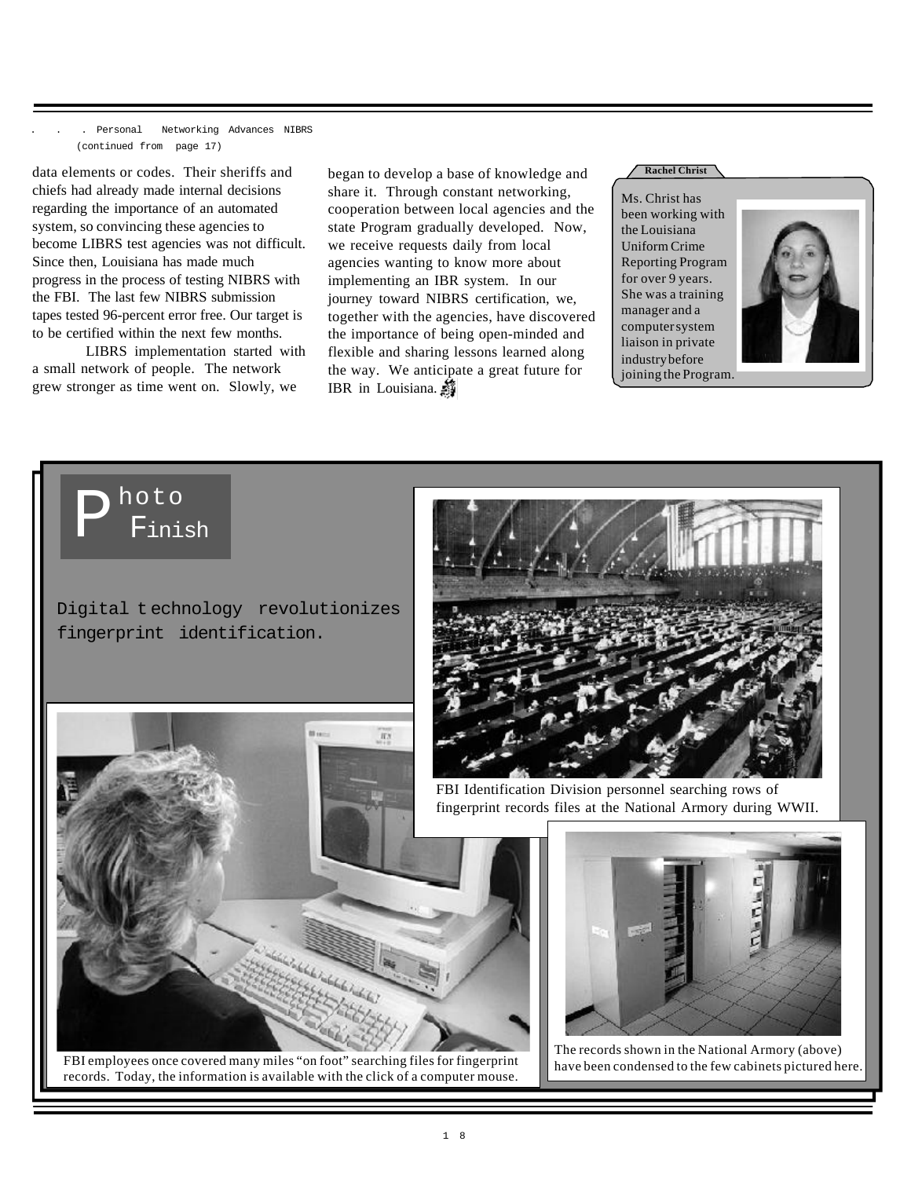. . . Personal Networking Advances NIBRS
(continued from page 17)

data elements or codes. Their sheriffs and chiefs had already made internal decisions regarding the importance of an automated system, so convincing these agencies to become LIBRS test agencies was not difficult. Since then, Louisiana has made much progress in the process of testing NIBRS with the FBI. The last few NIBRS submission tapes tested 96-percent error free. Our target is to be certified within the next few months.

LIBRS implementation started with a small network of people. The network grew stronger as time went on. Slowly, we began to develop a base of knowledge and share it. Through constant networking, cooperation between local agencies and the state Program gradually developed. Now, we receive requests daily from local agencies wanting to know more about implementing an IBR system. In our journey toward NIBRS certification, we, together with the agencies, have discovered the importance of being open-minded and flexible and sharing lessons learned along the way. We anticipate a great future for IBR in Louisiana.

**Rachel Christ**

Ms. Christ has been working with the Louisiana Uniform Crime Reporting Program for over 9 years. She was a training manager and a computer system liaison in private industry before joining the Program.

## Photo Finish

Digital technology revolutionizes fingerprint identification.

FBI Identification Division personnel searching rows of fingerprint records files at the National Armory during WWII.

The records shown in the National Armory (above) have been condensed to the few cabinets pictured here.

FBI employees once covered many miles "on foot" searching files for fingerprint records. Today, the information is available with the click of a computer mouse.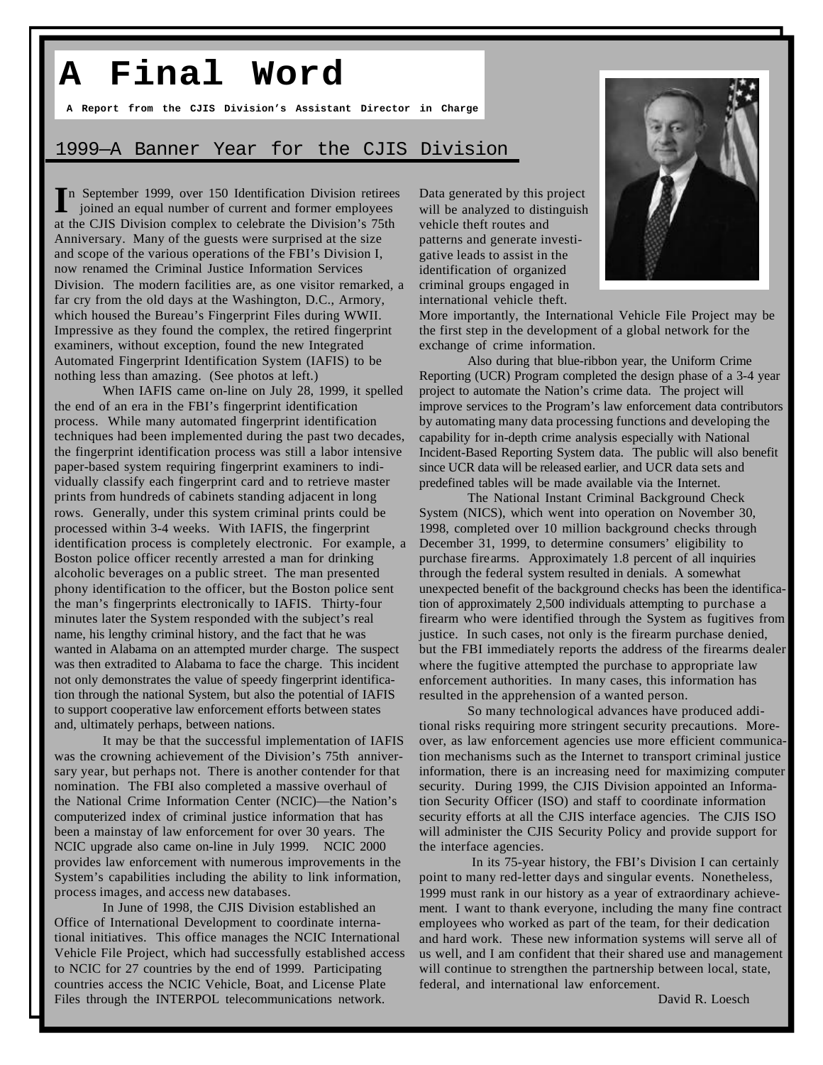# A Final Word

**A Report from the CJIS Division's Assistant Director in Charge**

## 1999—A Banner Year for the CJIS Division

In September 1999, over 150 Identification Division retirees joined an equal number of current and former employees at the CJIS Division complex to celebrate the Division's 75th Anniversary. Many of the guests were surprised at the size and scope of the various operations of the FBI's Division I, now renamed the Criminal Justice Information Services Division. The modern facilities are, as one visitor remarked, a far cry from the old days at the Washington, D.C., Armory, which housed the Bureau's Fingerprint Files during WWII. Impressive as they found the complex, the retired fingerprint examiners, without exception, found the new Integrated Automated Fingerprint Identification System (IAFIS) to be nothing less than amazing. (See photos at left.)

When IAFIS came on-line on July 28, 1999, it spelled the end of an era in the FBI's fingerprint identification process. While many automated fingerprint identification techniques had been implemented during the past two decades, the fingerprint identification process was still a labor intensive paper-based system requiring fingerprint examiners to individually classify each fingerprint card and to retrieve master prints from hundreds of cabinets standing adjacent in long rows. Generally, under this system criminal prints could be processed within 3-4 weeks. With IAFIS, the fingerprint identification process is completely electronic. For example, a Boston police officer recently arrested a man for drinking alcoholic beverages on a public street. The man presented phony identification to the officer, but the Boston police sent the man's fingerprints electronically to IAFIS. Thirty-four minutes later the System responded with the subject's real name, his lengthy criminal history, and the fact that he was wanted in Alabama on an attempted murder charge. The suspect was then extradited to Alabama to face the charge. This incident not only demonstrates the value of speedy fingerprint identification through the national System, but also the potential of IAFIS to support cooperative law enforcement efforts between states and, ultimately perhaps, between nations.

It may be that the successful implementation of IAFIS was the crowning achievement of the Division's 75th anniversary year, but perhaps not. There is another contender for that nomination. The FBI also completed a massive overhaul of the National Crime Information Center (NCIC)—the Nation's computerized index of criminal justice information that has been a mainstay of law enforcement for over 30 years. The NCIC upgrade also came on-line in July 1999. NCIC 2000 provides law enforcement with numerous improvements in the System's capabilities including the ability to link information, process images, and access new databases.

In June of 1998, the CJIS Division established an Office of International Development to coordinate international initiatives. This office manages the NCIC International Vehicle File Project, which had successfully established access to NCIC for 27 countries by the end of 1999. Participating countries access the NCIC Vehicle, Boat, and License Plate Files through the INTERPOL telecommunications network. Data generated by this project will be analyzed to distinguish vehicle theft routes and patterns and generate investigative leads to assist in the identification of organized criminal groups engaged in international vehicle theft. More importantly, the International Vehicle File Project may be the first step in the development of a global network for the exchange of crime information.

Also during that blue-ribbon year, the Uniform Crime Reporting (UCR) Program completed the design phase of a 3-4 year project to automate the Nation's crime data. The project will improve services to the Program's law enforcement data contributors by automating many data processing functions and developing the capability for in-depth crime analysis especially with National Incident-Based Reporting System data. The public will also benefit since UCR data will be released earlier, and UCR data sets and predefined tables will be made available via the Internet.

The National Instant Criminal Background Check System (NICS), which went into operation on November 30, 1998, completed over 10 million background checks through December 31, 1999, to determine consumers' eligibility to purchase firearms. Approximately 1.8 percent of all inquiries through the federal system resulted in denials. A somewhat unexpected benefit of the background checks has been the identification of approximately 2,500 individuals attempting to purchase a firearm who were identified through the System as fugitives from justice. In such cases, not only is the firearm purchase denied, but the FBI immediately reports the address of the firearms dealer where the fugitive attempted the purchase to appropriate law enforcement authorities. In many cases, this information has resulted in the apprehension of a wanted person.

So many technological advances have produced additional risks requiring more stringent security precautions. Moreover, as law enforcement agencies use more efficient communication mechanisms such as the Internet to transport criminal justice information, there is an increasing need for maximizing computer security. During 1999, the CJIS Division appointed an Information Security Officer (ISO) and staff to coordinate information security efforts at all the CJIS interface agencies. The CJIS ISO will administer the CJIS Security Policy and provide support for the interface agencies.

In its 75-year history, the FBI's Division I can certainly point to many red-letter days and singular events. Nonetheless, 1999 must rank in our history as a year of extraordinary achievement. I want to thank everyone, including the many fine contract employees who worked as part of the team, for their dedication and hard work. These new information systems will serve all of us well, and I am confident that their shared use and management will continue to strengthen the partnership between local, state, federal, and international law enforcement.

David R. Loesch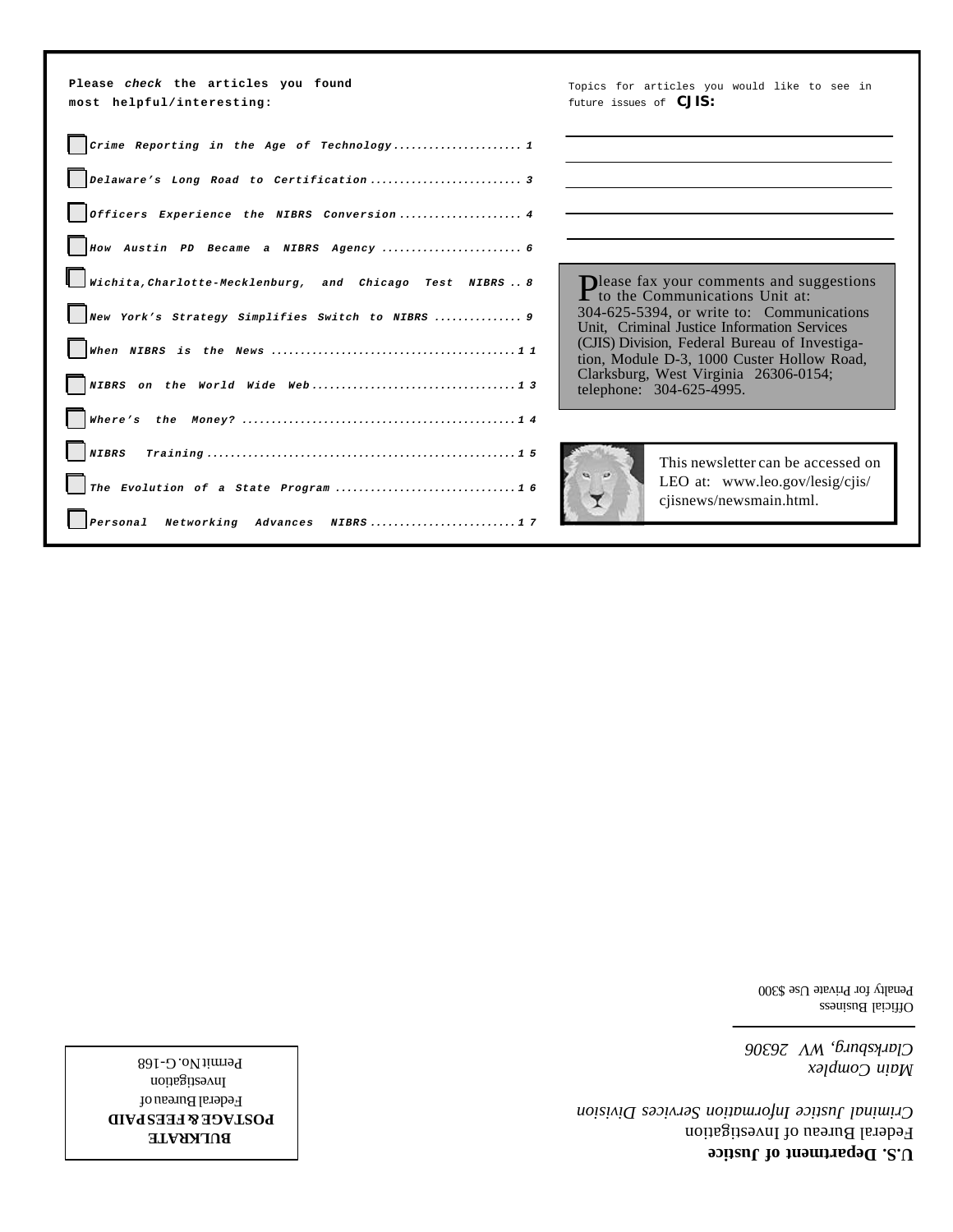**Please *check* the articles you found most helpful/interesting:**

- [ ] *Crime Reporting in the Age of Technology* ..................... 1
- [ ] *Delaware's Long Road to Certification* ......................... 3
- [ ] *Officers Experience the NIBRS Conversion* .................... 4
- [ ] *How Austin PD Became a NIBRS Agency* ....................... 6
- [ ] *Wichita, Charlotte-Mecklenburg, and Chicago Test NIBRS* .. 8
- [ ] *New York's Strategy Simplifies Switch to NIBRS* .............. 9
- [ ] *When NIBRS is the News* ......................................... 11
- [ ] *NIBRS on the World Wide Web* .................................. 13
- [ ] *Where's the Money?* .............................................. 14
- [ ] *NIBRS Training* .................................................... 15
- [ ] *The Evolution of a State Program* ............................... 16
- [ ] *Personal Networking Advances NIBRS* ........................ 17

Topics for articles you would like to see in future issues of **CJIS:**

_______________________________________

_______________________________________

_______________________________________

_______________________________________

_______________________________________

Please fax your comments and suggestions to the Communications Unit at: 304-625-5394, or write to: Communications Unit, Criminal Justice Information Services (CJIS) Division, Federal Bureau of Investigation, Module D-3, 1000 Custer Hollow Road, Clarksburg, West Virginia 26306-0154; telephone: 304-625-4995.

This newsletter can be accessed on LEO at: www.leo.gov/lesig/cjis/cjisnews/newsmain.html.

**U.S. Department of Justice**
Federal Bureau of Investigation
*Criminal Justice Information Services Division*
*Main Complex*
*Clarksburg, WV 26306*

Official Business
Penalty for Private Use $300

**BULK RATE**
**POSTAGE & FEES PAID**
Federal Bureau of
Investigation
Permit No. G-168